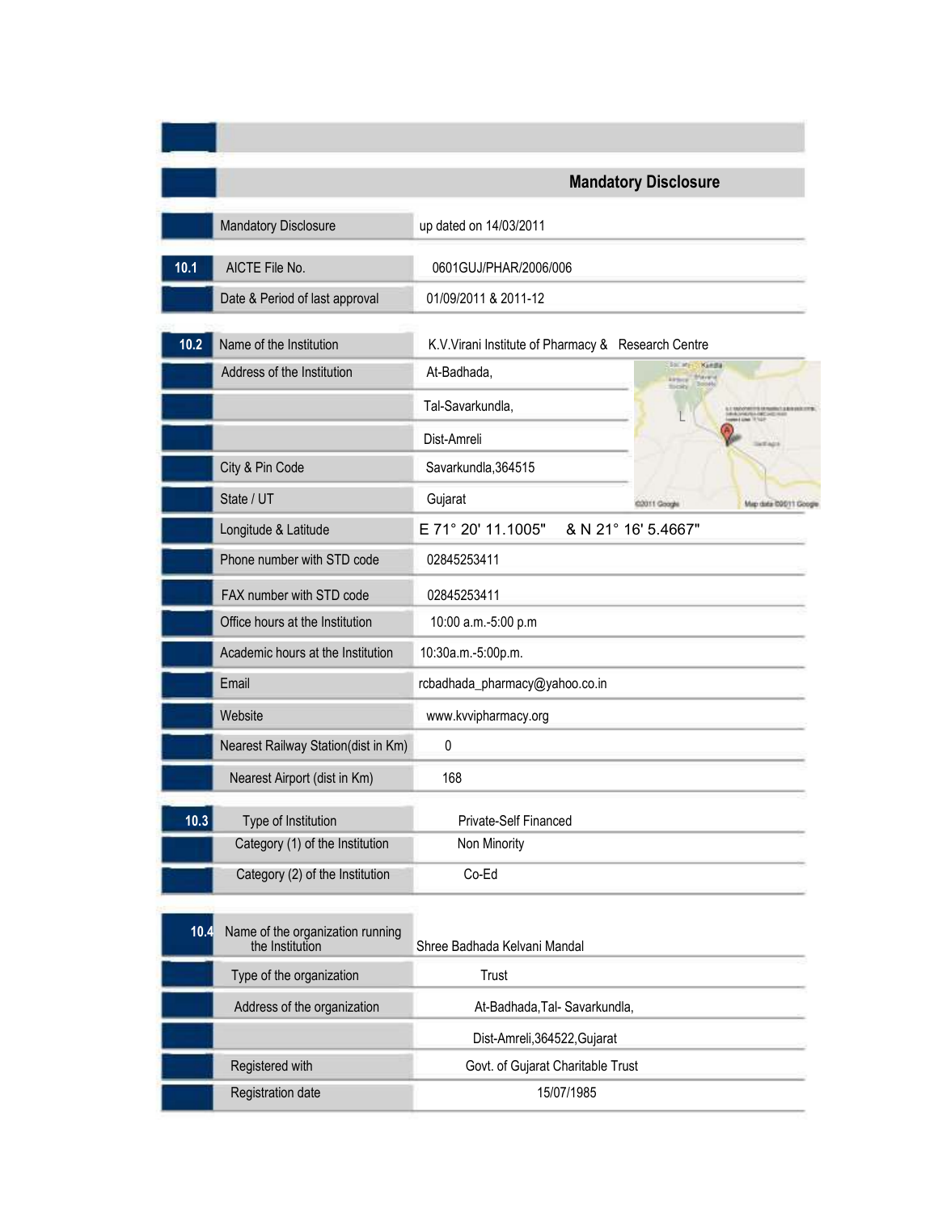## Mandatory Disclosure

| | | |
|---|---|---|
| | Mandatory Disclosure | up dated on 14/03/2011 |
| 10.1 | AICTE File No. | 0601GUJ/PHAR/2006/006 |
| | Date & Period of last approval | 01/09/2011 & 2011-12 |
| 10.2 | Name of the Institution | K.V.Virani Institute of Pharmacy & Research Centre |
| | Address of the Institution | At-Badhada, |
| | | Tal-Savarkundla, |
| | | Dist-Amreli |
| | City & Pin Code | Savarkundla,364515 |
| | State / UT | Gujarat |
| | Longitude & Latitude | E 71° 20' 11.1005" & N 21° 16' 5.4667" |
| | Phone number with STD code | 02845253411 |
| | FAX number with STD code | 02845253411 |
| | Office hours at the Institution | 10:00 a.m.-5:00 p.m |
| | Academic hours at the Institution | 10:30a.m.-5:00p.m. |
| | Email | rcbadhada_pharmacy@yahoo.co.in |
| | Website | www.kvvipharmacy.org |
| | Nearest Railway Station(dist in Km) | 0 |
| | Nearest Airport (dist in Km) | 168 |
| 10.3 | Type of Institution | Private-Self Financed |
| | Category (1) of the Institution | Non Minority |
| | Category (2) of the Institution | Co-Ed |
| 10.4 | Name of the organization running the Institution | Shree Badhada Kelvani Mandal |
| | Type of the organization | Trust |
| | Address of the organization | At-Badhada,Tal- Savarkundla, |
| | | Dist-Amreli,364522,Gujarat |
| | Registered with | Govt. of Gujarat Charitable Trust |
| | Registration date | 15/07/1985 |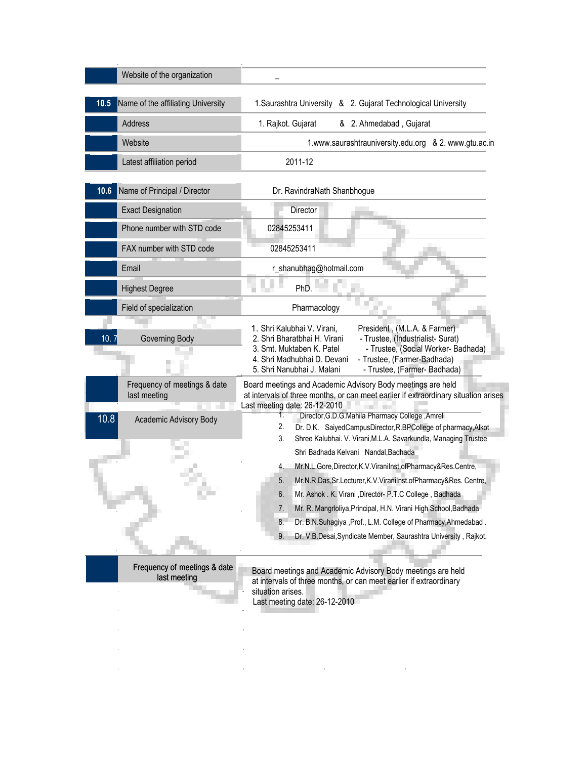| | | |
|---|---|---|
| | Website of the organization | _ |
| **10.5** | Name of the affiliating University | 1.Saurashtra University & 2. Gujarat Technological University |
| | Address | 1. Rajkot. Gujarat & 2. Ahmedabad , Gujarat |
| | Website | 1.www.saurashtrauniversity.edu.org & 2. www.gtu.ac.in |
| | Latest affiliation period | 2011-12 |
| **10.6** | Name of Principal / Director | Dr. RavindraNath Shanbhogue |
| | Exact Designation | Director |
| | Phone number with STD code | 02845253411 |
| | FAX number with STD code | 02845253411 |
| | Email | r_shanubhag@hotmail.com |
| | Highest Degree | PhD. |
| | Field of specialization | Pharmacology |
| **10. 7** | Governing Body | 1. Shri Kalubhai V. Virani, President , (M.L.A. & Farmer)<br>2. Shri Bharatbhai H. Virani - Trustee, (Industrialist- Surat)<br>3. Smt. Muktaben K. Patel - Trustee, (Social Worker- Badhada)<br>4. Shri Madhubhai D. Devani - Trustee, (Farmer-Badhada)<br>5. Shri Nanubhai J. Malani - Trustee, (Farmer- Badhada) |
| | Frequency of meetings & date last meeting | Board meetings and Academic Advisory Body meetings are held at intervals of three months, or can meet earlier if extraordinary situation arises<br>Last meeting date: 26-12-2010 |
| **10.8** | Academic Advisory Body | 1. Director,G.D.G.Mahila Pharmacy College ,Amreli<br>2. Dr. D.K. SaiyedCampusDirector,R.BPCollege of pharmacy,Alkot<br>3. Shree Kalubhai. V. Virani,M.L.A. Savarkundla, Managing Trustee Shri Badhada Kelvani Nandal,Badhada<br>4. Mr.N.L.Gore,Director,K.V.ViraniInst.ofPharmacy&Res.Centre,<br>5. Mr.N.R.Das,Sr.Lecturer,K.V.ViraniInst.ofPharmacy&Res. Centre,<br>6. Mr. Ashok . K. Virani ,Director- P.T.C College , Badhada<br>7. Mr. R. Mangrloliya,Principal, H.N. Virani High School,Badhada<br>8. Dr. B.N.Suhagiya ,Prof., L.M. College of Pharmacy,Ahmedabad .<br>9. Dr. V.B.Desai,Syndicate Member, Saurashtra University , Rajkot. |
| | Frequency of meetings & date last meeting | Board meetings and Academic Advisory Body meetings are held at intervals of three months, or can meet earlier if extraordinary situation arises.<br>Last meeting date: 26-12-2010 |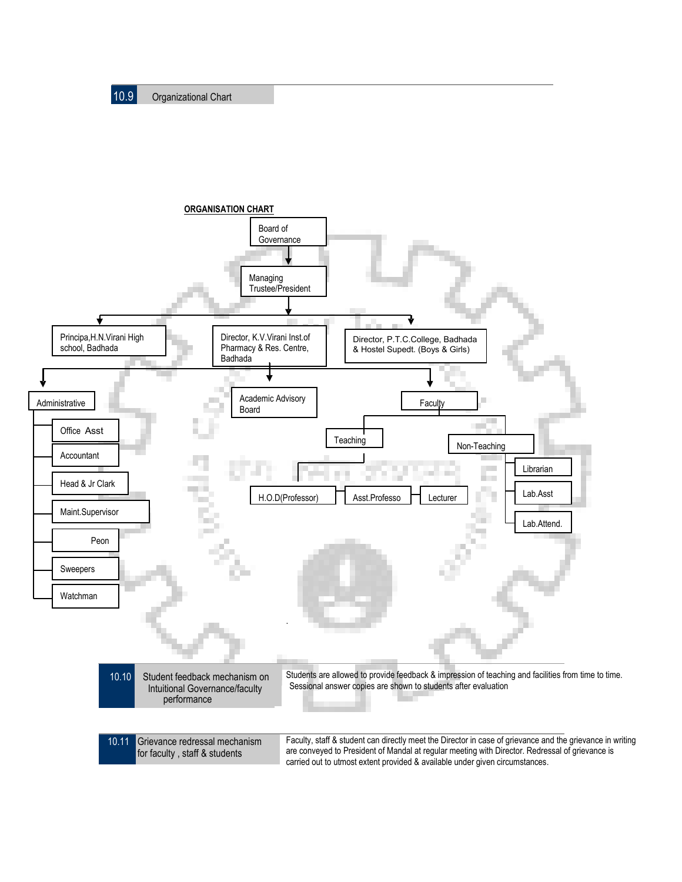## 10.9 Organizational Chart

**ORGANISATION CHART**

- Board of Governance
  - Managing Trustee/President
    - Principa,H.N.Virani High school, Badhada
    - Director, K.V.Virani Inst.of Pharmacy & Res. Centre, Badhada
      - Administrative
        - Office Asst
        - Accountant
        - Head & Jr Clark
        - Maint.Supervisor
        - Peon
        - Sweepers
        - Watchman
      - Academic Advisory Board
      - Faculty
        - Teaching
          - H.O.D(Professor)
          - Asst.Professo
          - Lecturer
        - Non-Teaching
          - Librarian
          - Lab.Asst
          - Lab.Attend.
    - Director, P.T.C.College, Badhada & Hostel Supedt. (Boys & Girls)

| | | |
|---|---|---|
| 10.10 | Student feedback mechanism on Intuitional Governance/faculty performance | Students are allowed to provide feedback & impression of teaching and facilities from time to time. Sessional answer copies are shown to students after evaluation |
| 10.11 | Grievance redressal mechanism for faculty , staff & students | Faculty, staff & student can directly meet the Director in case of grievance and the grievance in writing are conveyed to President of Mandal at regular meeting with Director. Redressal of grievance is carried out to utmost extent provided & available under given circumstances. |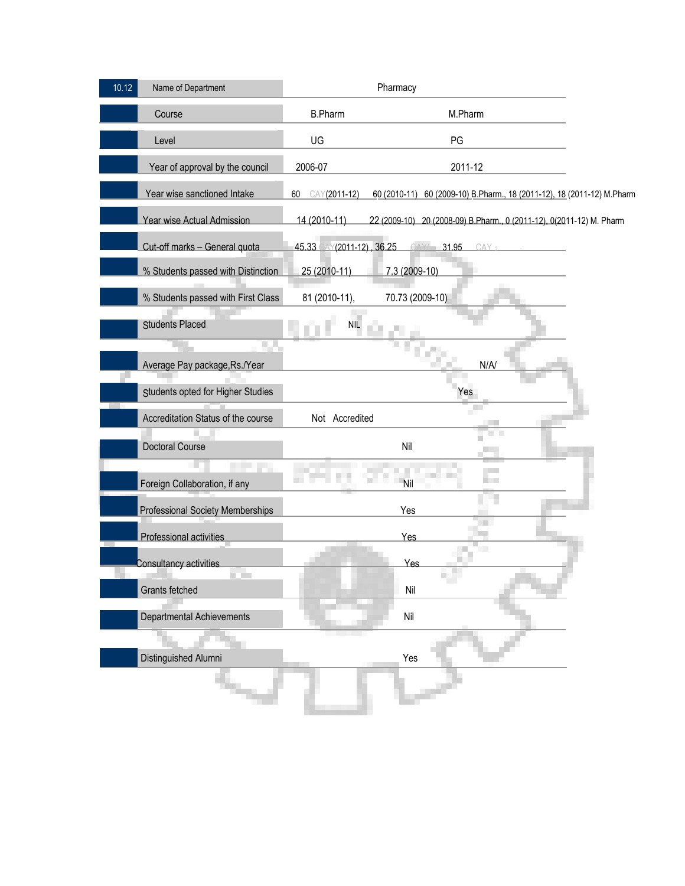| 10.12 | Name of Department | Pharmacy | |
|---|---|---|---|
| | Course | B.Pharm | M.Pharm |
| | Level | UG | PG |
| | Year of approval by the council | 2006-07 | 2011-12 |
| | Year wise sanctioned Intake | 60 CAY(2011-12) 60 (2010-11) 60 (2009-10) B.Pharm., 18 (2011-12), 18 (2011-12) M.Pharm | |
| | Year wise Actual Admission | 14 (2010-11) 22 (2009-10) 20 (2008-09) B.Pharm., 0 (2011-12), 0(2011-12) M. Pharm | |
| | Cut-off marks – General quota | 45.33 CAY(2011-12) , 36.25 CAYm1 31.95 CAYm2 | |
| | % Students passed with Distinction | 25 (2010-11) 7.3 (2009-10) | |
| | % Students passed with First Class | 81 (2010-11), 70.73 (2009-10) | |
| | Students Placed | NIL | |
| | Average Pay package,Rs./Year | N/A/ | |
| | Students opted for Higher Studies | Yes | |
| | Accreditation Status of the course | Not Accredited | |
| | Doctoral Course | Nil | |
| | Foreign Collaboration, if any | Nil | |
| | Professional Society Memberships | Yes | |
| | Professional activities | Yes | |
| | Consultancy activities | Yes | |
| | Grants fetched | Nil | |
| | Departmental Achievements | Nil | |
| | Distinguished Alumni | Yes | |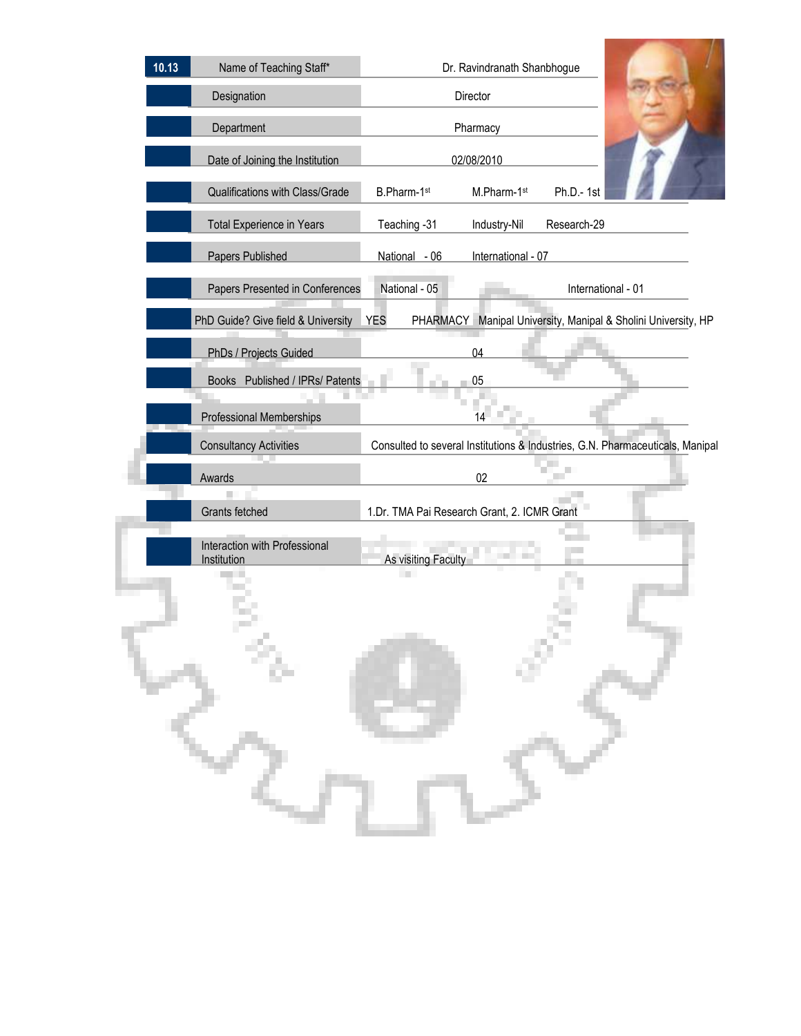| 10.13 | Name of Teaching Staff* | Dr. Ravindranath Shanbhogue |
|---|---|---|
| | Designation | Director |
| | Department | Pharmacy |
| | Date of Joining the Institution | 02/08/2010 |
| | Qualifications with Class/Grade | B.Pharm-1st M.Pharm-1st Ph.D.- 1st |
| | Total Experience in Years | Teaching -31 Industry-Nil Research-29 |
| | Papers Published | National - 06 International - 07 |
| | Papers Presented in Conferences | National - 05 International - 01 |
| | PhD Guide? Give field & University | YES PHARMACY Manipal University, Manipal & Sholini University, HP |
| | PhDs / Projects Guided | 04 |
| | Books Published / IPRs/ Patents | 05 |
| | Professional Memberships | 14 |
| | Consultancy Activities | Consulted to several Institutions & Industries, G.N. Pharmaceuticals, Manipal |
| | Awards | 02 |
| | Grants fetched | 1.Dr. TMA Pai Research Grant, 2. ICMR Grant |
| | Interaction with Professional Institution | As visiting Faculty |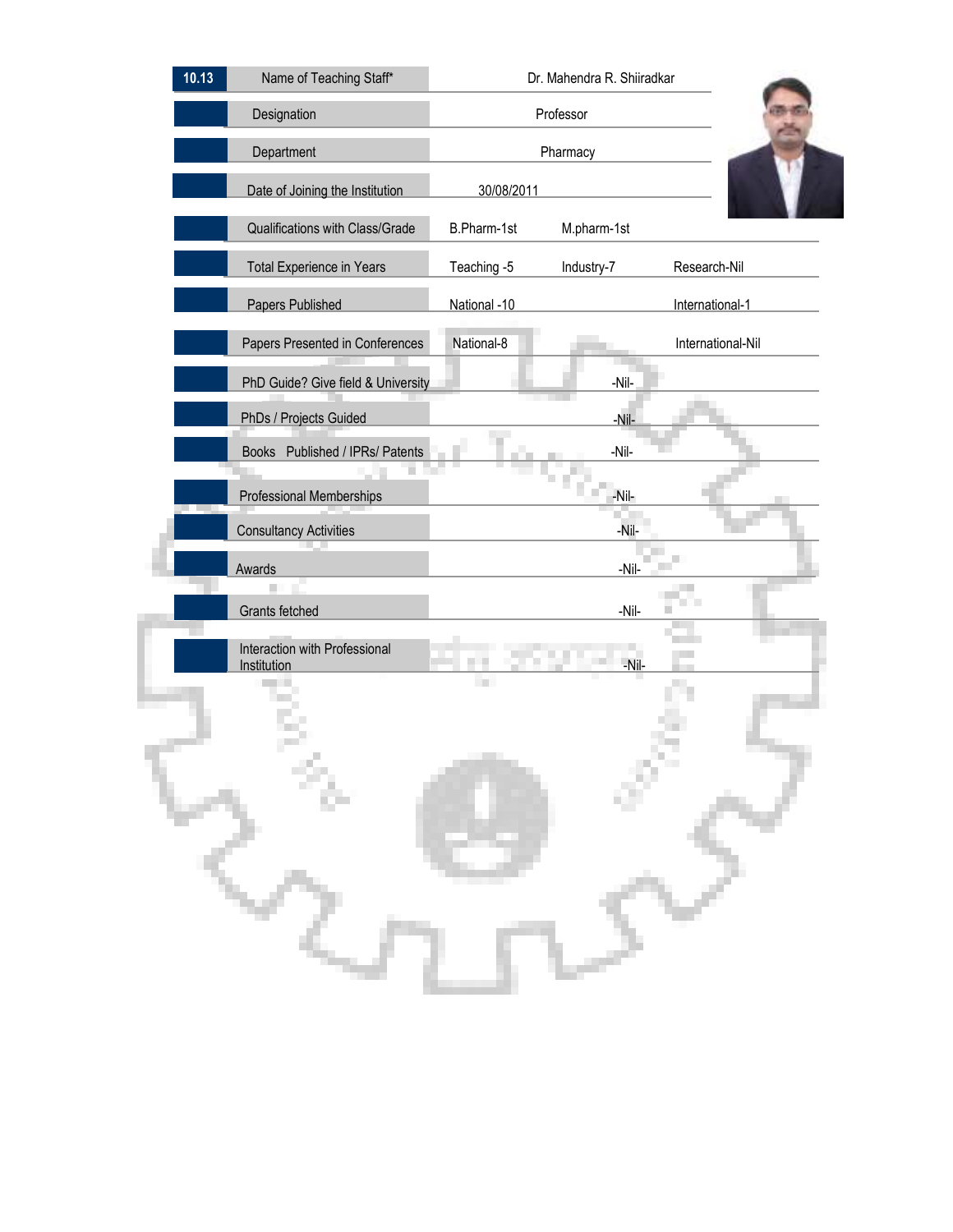| 10.13 | Name of Teaching Staff* | Dr. Mahendra R. Shiiradkar | | |
|---|---|---|---|---|
| | Designation | Professor | | |
| | Department | Pharmacy | | |
| | Date of Joining the Institution | 30/08/2011 | | |
| | Qualifications with Class/Grade | B.Pharm-1st | M.pharm-1st | |
| | Total Experience in Years | Teaching -5 | Industry-7 | Research-Nil |
| | Papers Published | National -10 | | International-1 |
| | Papers Presented in Conferences | National-8 | | International-Nil |
| | PhD Guide? Give field & University | | -Nil- | |
| | PhDs / Projects Guided | | -Nil- | |
| | Books Published / IPRs/ Patents | | -Nil- | |
| | Professional Memberships | | -Nil- | |
| | Consultancy Activities | | -Nil- | |
| | Awards | | -Nil- | |
| | Grants fetched | | -Nil- | |
| | Interaction with Professional Institution | | -Nil- | |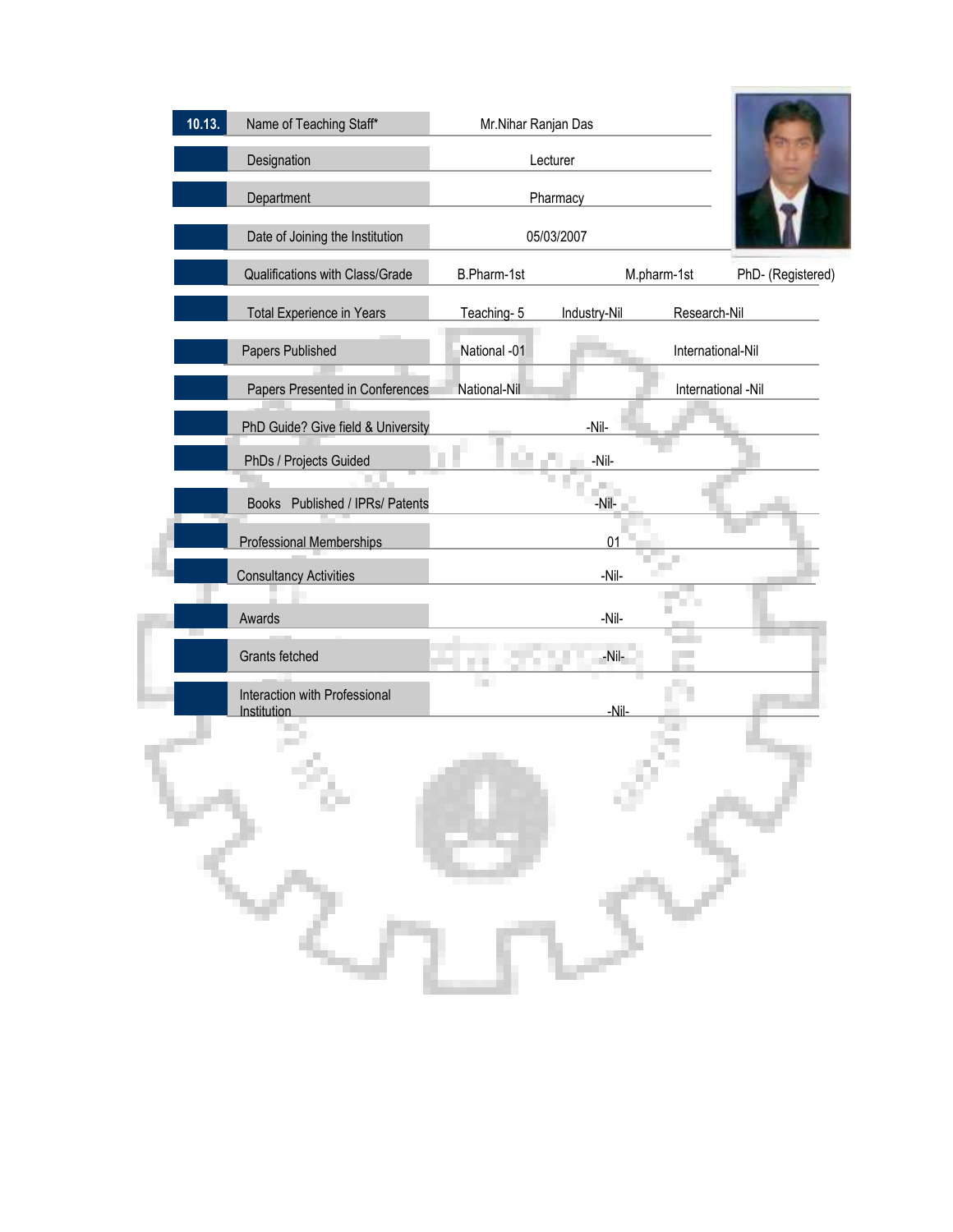| 10.13. | Name of Teaching Staff* | Mr.Nihar Ranjan Das | | |
|---|---|---|---|---|
| | Designation | Lecturer | | |
| | Department | Pharmacy | | |
| | Date of Joining the Institution | 05/03/2007 | | |
| | Qualifications with Class/Grade | B.Pharm-1st | M.pharm-1st | PhD- (Registered) |
| | Total Experience in Years | Teaching- 5 | Industry-Nil | Research-Nil |
| | Papers Published | National -01 | | International-Nil |
| | Papers Presented in Conferences | National-Nil | | International -Nil |
| | PhD Guide? Give field & University | -Nil- | | |
| | PhDs / Projects Guided | -Nil- | | |
| | Books Published / IPRs/ Patents | -Nil- | | |
| | Professional Memberships | 01 | | |
| | Consultancy Activities | -Nil- | | |
| | Awards | -Nil- | | |
| | Grants fetched | -Nil- | | |
| | Interaction with Professional Institution | -Nil- | | |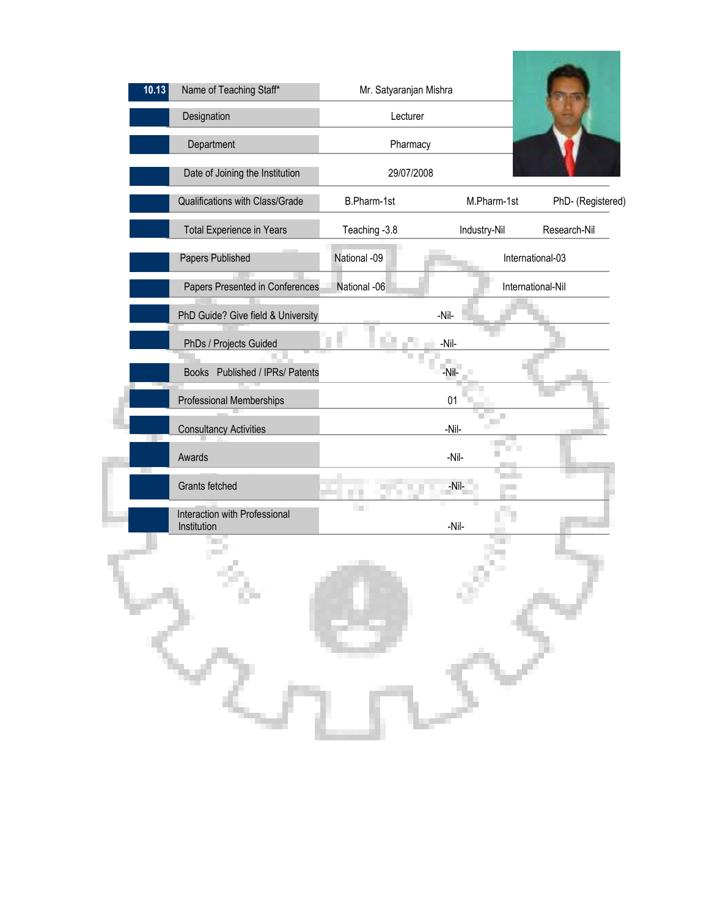| 10.13 | Name of Teaching Staff* | Mr. Satyaranjan Mishra | | |
|---|---|---|---|---|
| | Designation | Lecturer | | |
| | Department | Pharmacy | | |
| | Date of Joining the Institution | 29/07/2008 | | |
| | Qualifications with Class/Grade | B.Pharm-1st | M.Pharm-1st | PhD- (Registered) |
| | Total Experience in Years | Teaching -3.8 | Industry-Nil | Research-Nil |
| | Papers Published | National -09 | International-03 | |
| | Papers Presented in Conferences | National -06 | International-Nil | |
| | PhD Guide? Give field & University | -Nil- | | |
| | PhDs / Projects Guided | -Nil- | | |
| | Books Published / IPRs/ Patents | -Nil- | | |
| | Professional Memberships | 01 | | |
| | Consultancy Activities | -Nil- | | |
| | Awards | -Nil- | | |
| | Grants fetched | -Nil- | | |
| | Interaction with Professional Institution | -Nil- | | |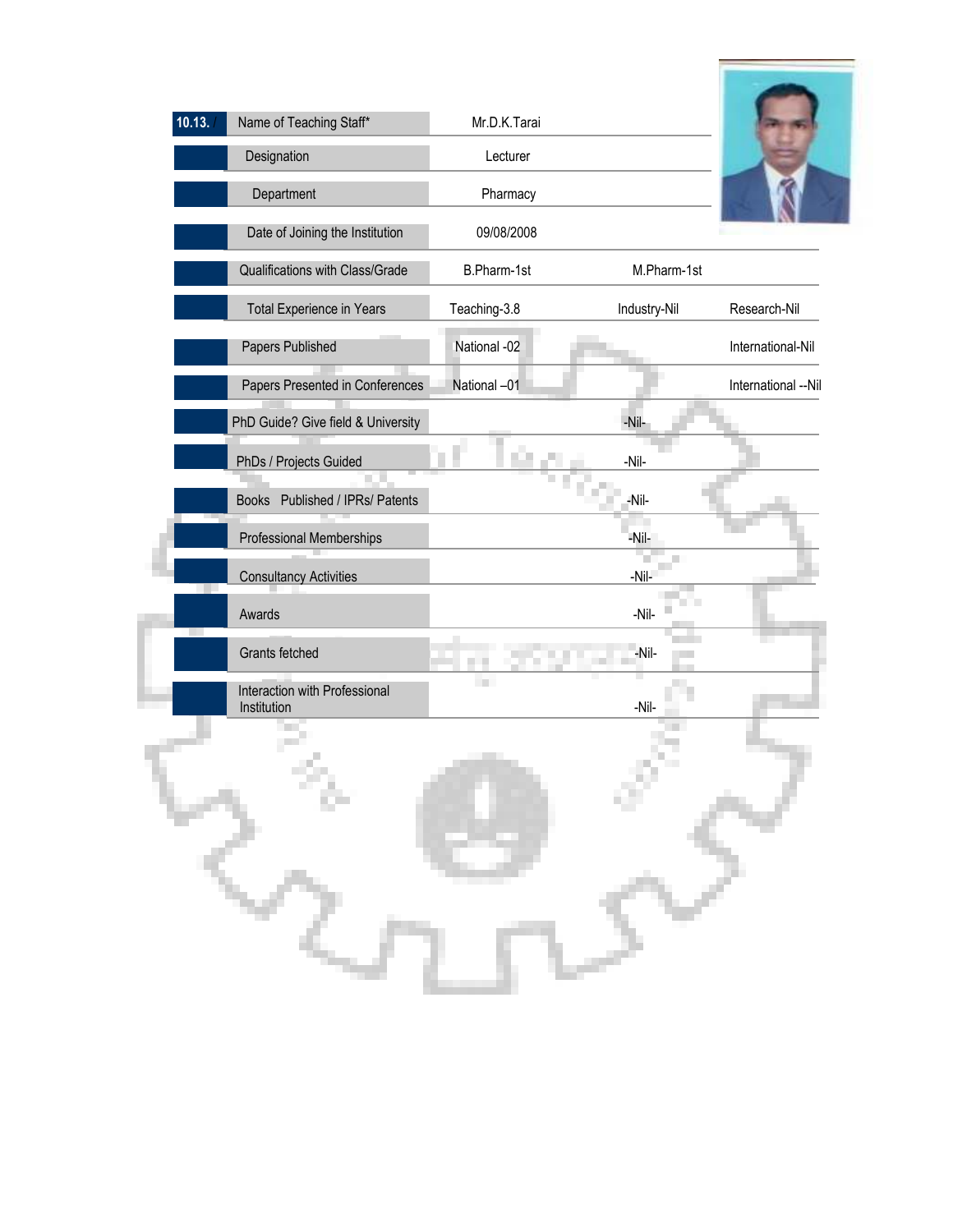| 10.13. | Name of Teaching Staff* | Mr.D.K.Tarai | | |
|---|---|---|---|---|
| | Designation | Lecturer | | |
| | Department | Pharmacy | | |
| | Date of Joining the Institution | 09/08/2008 | | |
| | Qualifications with Class/Grade | B.Pharm-1st | M.Pharm-1st | |
| | Total Experience in Years | Teaching-3.8 | Industry-Nil | Research-Nil |
| | Papers Published | National -02 | | International-Nil |
| | Papers Presented in Conferences | National –01 | | International --Nil |
| | PhD Guide? Give field & University | | -Nil- | |
| | PhDs / Projects Guided | | -Nil- | |
| | Books Published / IPRs/ Patents | | -Nil- | |
| | Professional Memberships | | -Nil- | |
| | Consultancy Activities | | -Nil- | |
| | Awards | | -Nil- | |
| | Grants fetched | | -Nil- | |
| | Interaction with Professional Institution | | -Nil- | |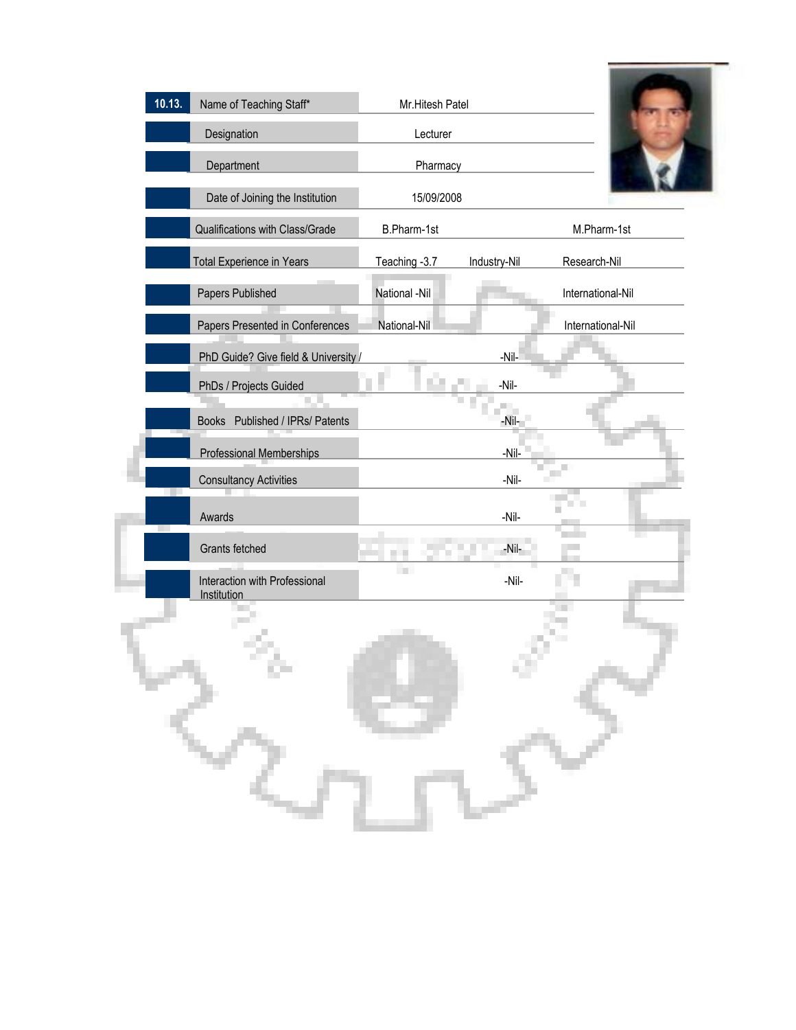| 10.13. | Name of Teaching Staff* | Mr.Hitesh Patel | | |
|---|---|---|---|---|
| | Designation | Lecturer | | |
| | Department | Pharmacy | | |
| | Date of Joining the Institution | 15/09/2008 | | |
| | Qualifications with Class/Grade | B.Pharm-1st | | M.Pharm-1st |
| | Total Experience in Years | Teaching -3.7 | Industry-Nil | Research-Nil |
| | Papers Published | National -Nil | | International-Nil |
| | Papers Presented in Conferences | National-Nil | | International-Nil |
| | PhD Guide? Give field & University / | | -Nil- | |
| | PhDs / Projects Guided | | -Nil- | |
| | Books Published / IPRs/ Patents | | -Nil- | |
| | Professional Memberships | | -Nil- | |
| | Consultancy Activities | | -Nil- | |
| | Awards | | -Nil- | |
| | Grants fetched | | -Nil- | |
| | Interaction with Professional Institution | | -Nil- | |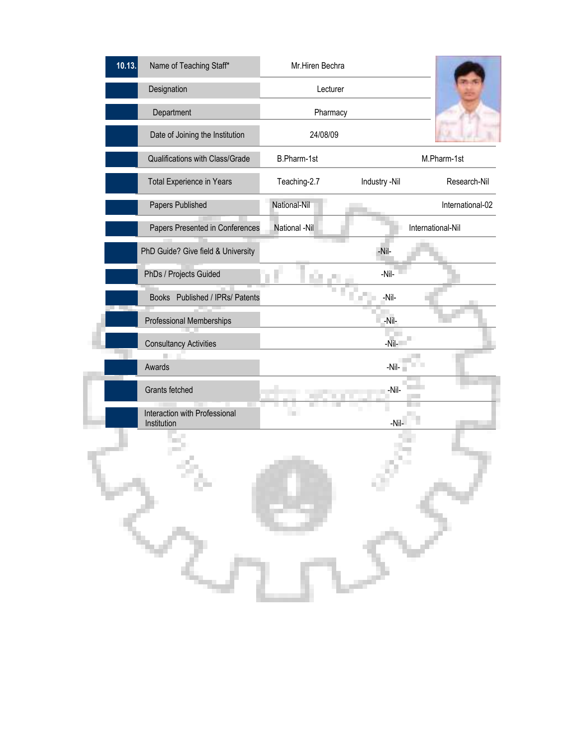| 10.13. | Name of Teaching Staff* | Mr.Hiren Bechra | | |
|---|---|---|---|---|
| | Designation | Lecturer | | |
| | Department | Pharmacy | | |
| | Date of Joining the Institution | 24/08/09 | | |
| | Qualifications with Class/Grade | B.Pharm-1st | | M.Pharm-1st |
| | Total Experience in Years | Teaching-2.7 | Industry -Nil | Research-Nil |
| | Papers Published | National-Nil | | International-02 |
| | Papers Presented in Conferences | National -Nil | | International-Nil |
| | PhD Guide? Give field & University | -Nil- | | |
| | PhDs / Projects Guided | -Nil- | | |
| | Books Published / IPRs/ Patents | -Nil- | | |
| | Professional Memberships | -Nil- | | |
| | Consultancy Activities | -Nil- | | |
| | Awards | -Nil- | | |
| | Grants fetched | -Nil- | | |
| | Interaction with Professional Institution | -Nil- | | |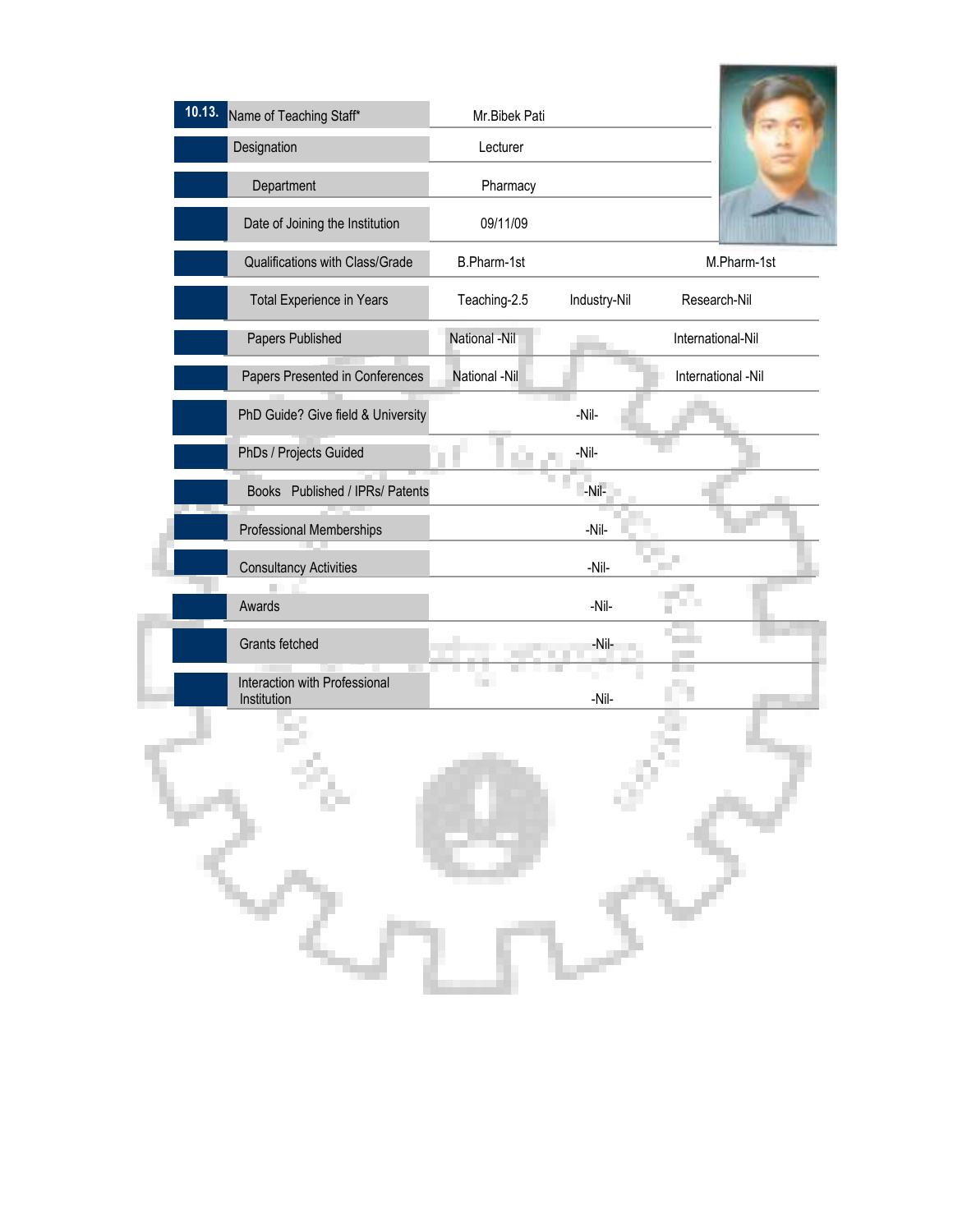| 10.13. Name of Teaching Staff* | Mr.Bibek Pati | | |
|---|---|---|---|
| Designation | Lecturer | | |
| Department | Pharmacy | | |
| Date of Joining the Institution | 09/11/09 | | |
| Qualifications with Class/Grade | B.Pharm-1st | | M.Pharm-1st |
| Total Experience in Years | Teaching-2.5 | Industry-Nil | Research-Nil |
| Papers Published | National -Nil | | International-Nil |
| Papers Presented in Conferences | National -Nil | | International -Nil |
| PhD Guide? Give field & University | | -Nil- | |
| PhDs / Projects Guided | | -Nil- | |
| Books Published / IPRs/ Patents | | -Nil- | |
| Professional Memberships | | -Nil- | |
| Consultancy Activities | | -Nil- | |
| Awards | | -Nil- | |
| Grants fetched | | -Nil- | |
| Interaction with Professional Institution | | -Nil- | |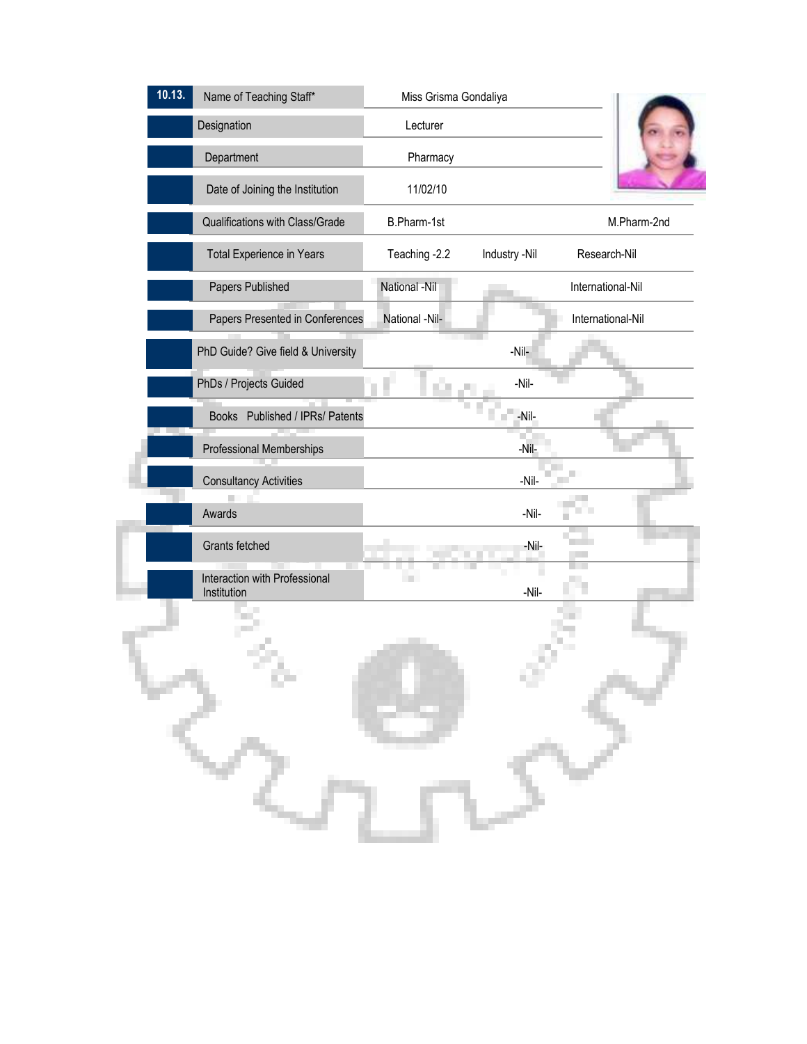| 10.13. | Name of Teaching Staff* | Miss Grisma Gondaliya | | |
|---|---|---|---|---|
| | Designation | Lecturer | | |
| | Department | Pharmacy | | |
| | Date of Joining the Institution | 11/02/10 | | |
| | Qualifications with Class/Grade | B.Pharm-1st | | M.Pharm-2nd |
| | Total Experience in Years | Teaching -2.2 | Industry -Nil | Research-Nil |
| | Papers Published | National -Nil | | International-Nil |
| | Papers Presented in Conferences | National -Nil- | | International-Nil |
| | PhD Guide? Give field & University | | -Nil- | |
| | PhDs / Projects Guided | | -Nil- | |
| | Books Published / IPRs/ Patents | | -Nil- | |
| | Professional Memberships | | -Nil- | |
| | Consultancy Activities | | -Nil- | |
| | Awards | | -Nil- | |
| | Grants fetched | | -Nil- | |
| | Interaction with Professional Institution | | -Nil- | |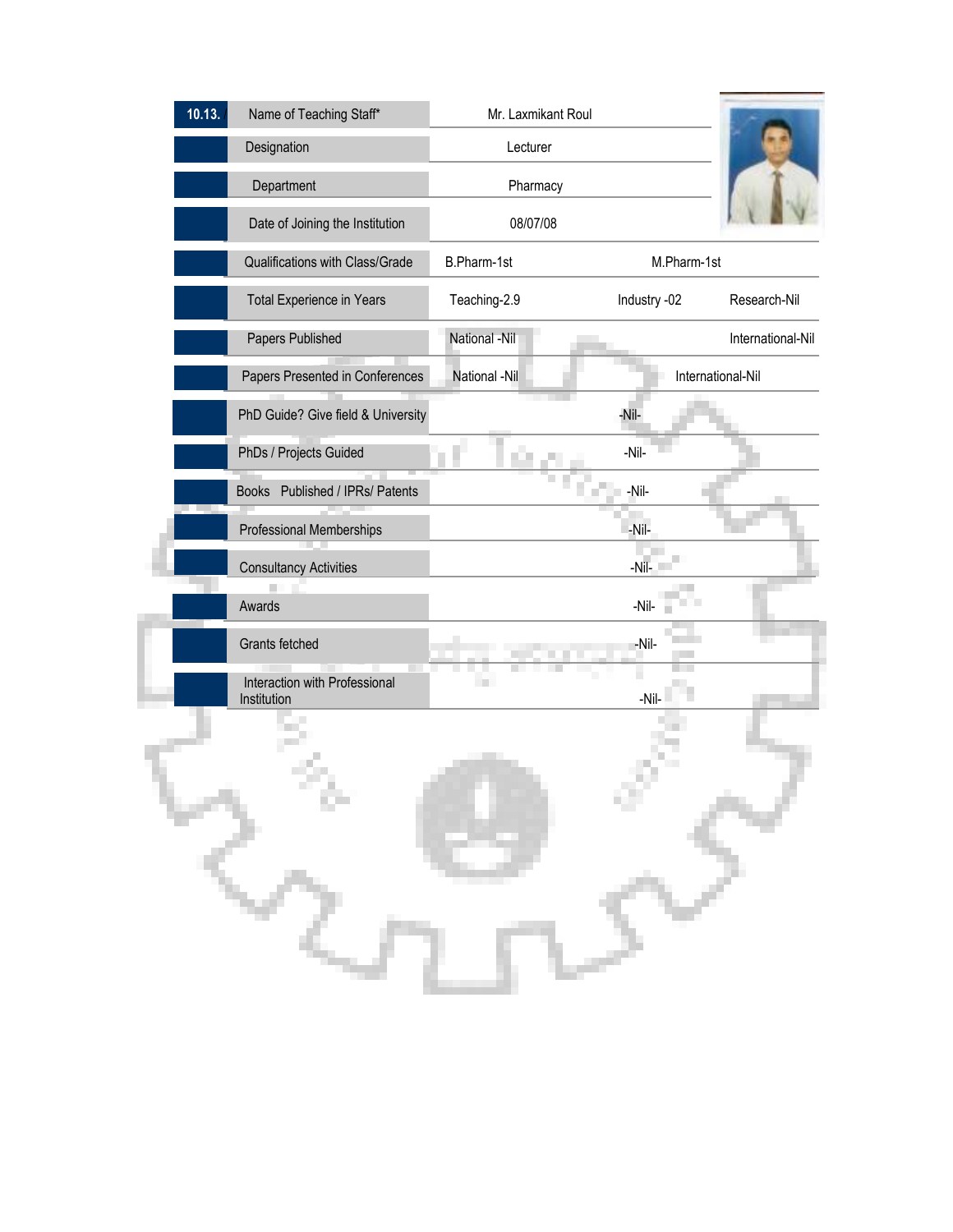| 10.13. | Name of Teaching Staff* | Mr. Laxmikant Roul | | |
|---|---|---|---|---|
| | Designation | Lecturer | | |
| | Department | Pharmacy | | |
| | Date of Joining the Institution | 08/07/08 | | |
| | Qualifications with Class/Grade | B.Pharm-1st | M.Pharm-1st | |
| | Total Experience in Years | Teaching-2.9 | Industry -02 | Research-Nil |
| | Papers Published | National -Nil | | International-Nil |
| | Papers Presented in Conferences | National -Nil | International-Nil | |
| | PhD Guide? Give field & University | | -Nil- | |
| | PhDs / Projects Guided | | -Nil- | |
| | Books Published / IPRs/ Patents | | -Nil- | |
| | Professional Memberships | | -Nil- | |
| | Consultancy Activities | | -Nil- | |
| | Awards | | -Nil- | |
| | Grants fetched | | -Nil- | |
| | Interaction with Professional Institution | | -Nil- | |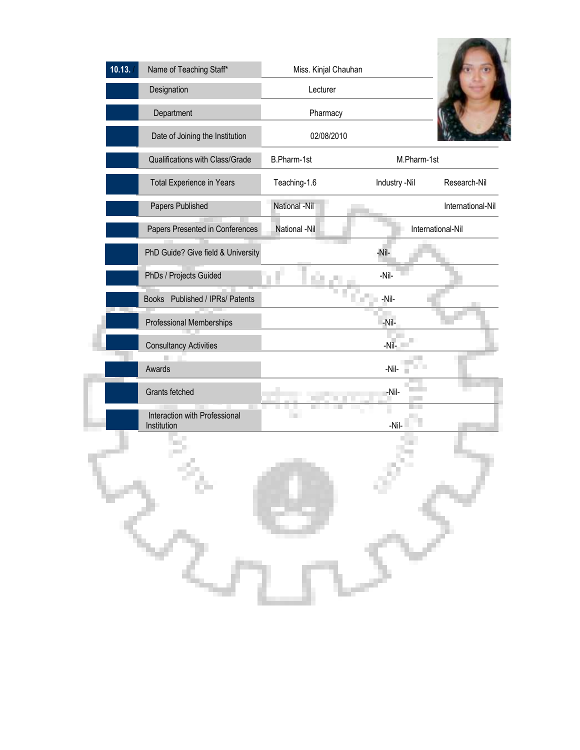| 10.13. | Name of Teaching Staff* | Miss. Kinjal Chauhan | | |
|---|---|---|---|---|
| | Designation | Lecturer | | |
| | Department | Pharmacy | | |
| | Date of Joining the Institution | 02/08/2010 | | |
| | Qualifications with Class/Grade | B.Pharm-1st | M.Pharm-1st | |
| | Total Experience in Years | Teaching-1.6 | Industry -Nil | Research-Nil |
| | Papers Published | National -Nil | | International-Nil |
| | Papers Presented in Conferences | National -Nil | International-Nil | |
| | PhD Guide? Give field & University | | -Nil- | |
| | PhDs / Projects Guided | | -Nil- | |
| | Books Published / IPRs/ Patents | | -Nil- | |
| | Professional Memberships | | -Nil- | |
| | Consultancy Activities | | -Nil- | |
| | Awards | | -Nil- | |
| | Grants fetched | | -Nil- | |
| | Interaction with Professional Institution | | -Nil- | |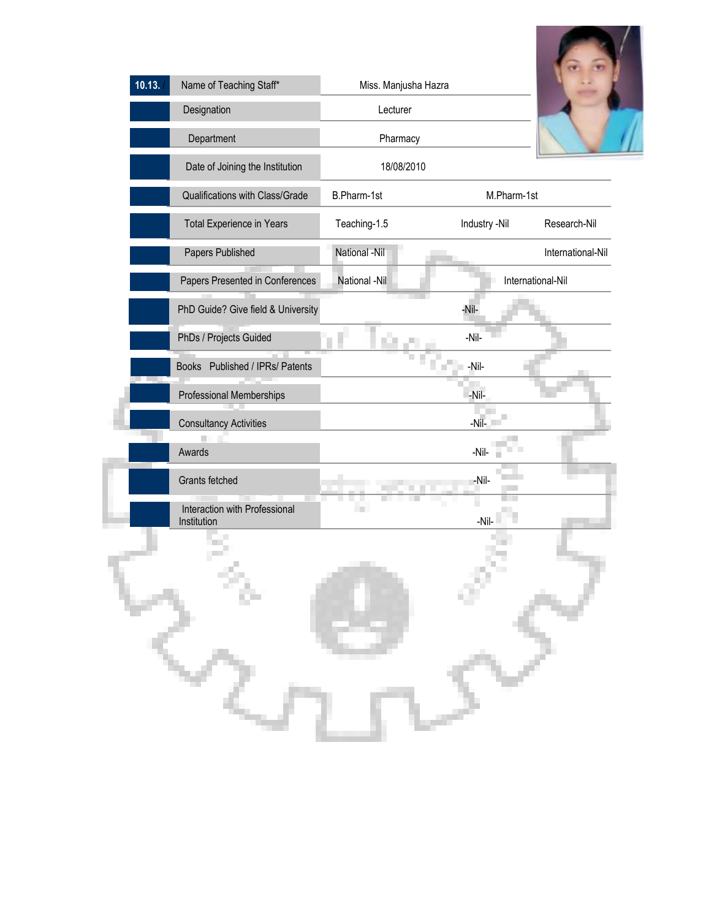| 10.13. | | | |
|---|---|---|---|
| Name of Teaching Staff* | Miss. Manjusha Hazra | | |
| Designation | Lecturer | | |
| Department | Pharmacy | | |
| Date of Joining the Institution | 18/08/2010 | | |
| Qualifications with Class/Grade | B.Pharm-1st | M.Pharm-1st | |
| Total Experience in Years | Teaching-1.5 | Industry -Nil | Research-Nil |
| Papers Published | National -Nil | | International-Nil |
| Papers Presented in Conferences | National -Nil | International-Nil | |
| PhD Guide? Give field & University | -Nil- | | |
| PhDs / Projects Guided | -Nil- | | |
| Books Published / IPRs/ Patents | -Nil- | | |
| Professional Memberships | -Nil- | | |
| Consultancy Activities | -Nil- | | |
| Awards | -Nil- | | |
| Grants fetched | -Nil- | | |
| Interaction with Professional Institution | -Nil- | | |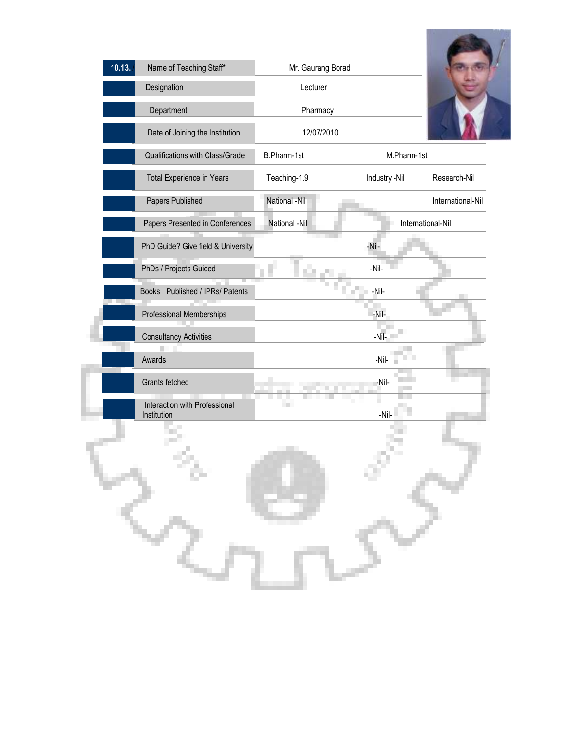| 10.13. | Name of Teaching Staff* | Mr. Gaurang Borad | | |
|---|---|---|---|---|
| | Designation | Lecturer | | |
| | Department | Pharmacy | | |
| | Date of Joining the Institution | 12/07/2010 | | |
| | Qualifications with Class/Grade | B.Pharm-1st | M.Pharm-1st | |
| | Total Experience in Years | Teaching-1.9 | Industry -Nil | Research-Nil |
| | Papers Published | National -Nil | | International-Nil |
| | Papers Presented in Conferences | National -Nil | International-Nil | |
| | PhD Guide? Give field & University | -Nil- | | |
| | PhDs / Projects Guided | -Nil- | | |
| | Books Published / IPRs/ Patents | -Nil- | | |
| | Professional Memberships | -Nil- | | |
| | Consultancy Activities | -Nil- | | |
| | Awards | -Nil- | | |
| | Grants fetched | -Nil- | | |
| | Interaction with Professional Institution | -Nil- | | |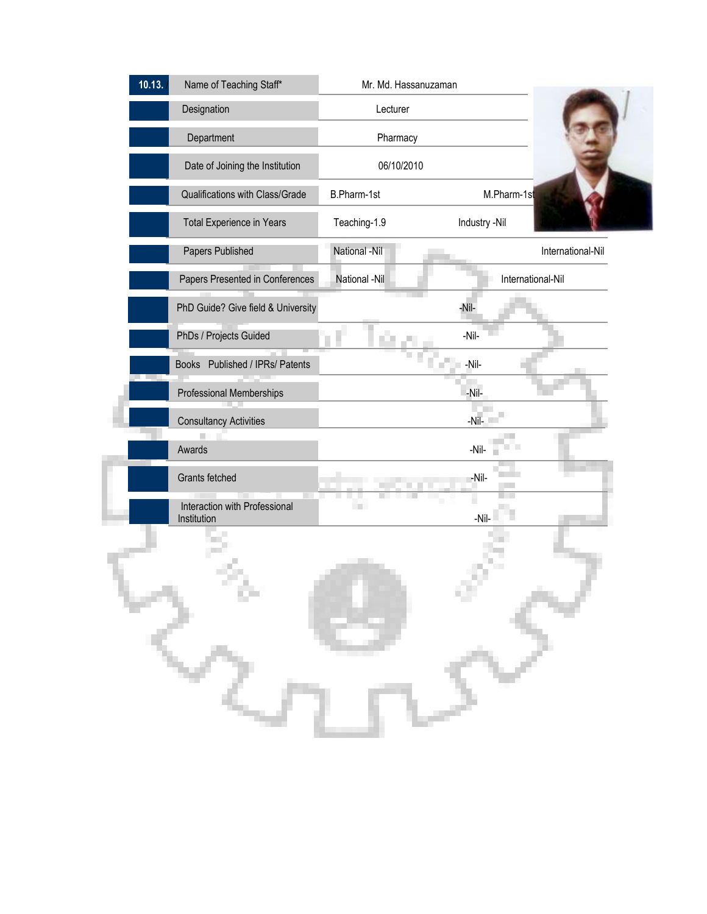| 10.13. | Name of Teaching Staff* | Mr. Md. Hassanuzaman | |
|---|---|---|---|
| | Designation | Lecturer | |
| | Department | Pharmacy | |
| | Date of Joining the Institution | 06/10/2010 | |
| | Qualifications with Class/Grade | B.Pharm-1st | M.Pharm-1st |
| | Total Experience in Years | Teaching-1.9 | Industry -Nil |
| | Papers Published | National -Nil | International-Nil |
| | Papers Presented in Conferences | National -Nil | International-Nil |
| | PhD Guide? Give field & University | -Nil- | |
| | PhDs / Projects Guided | -Nil- | |
| | Books Published / IPRs/ Patents | -Nil- | |
| | Professional Memberships | -Nil- | |
| | Consultancy Activities | -Nil- | |
| | Awards | -Nil- | |
| | Grants fetched | -Nil- | |
| | Interaction with Professional Institution | -Nil- | |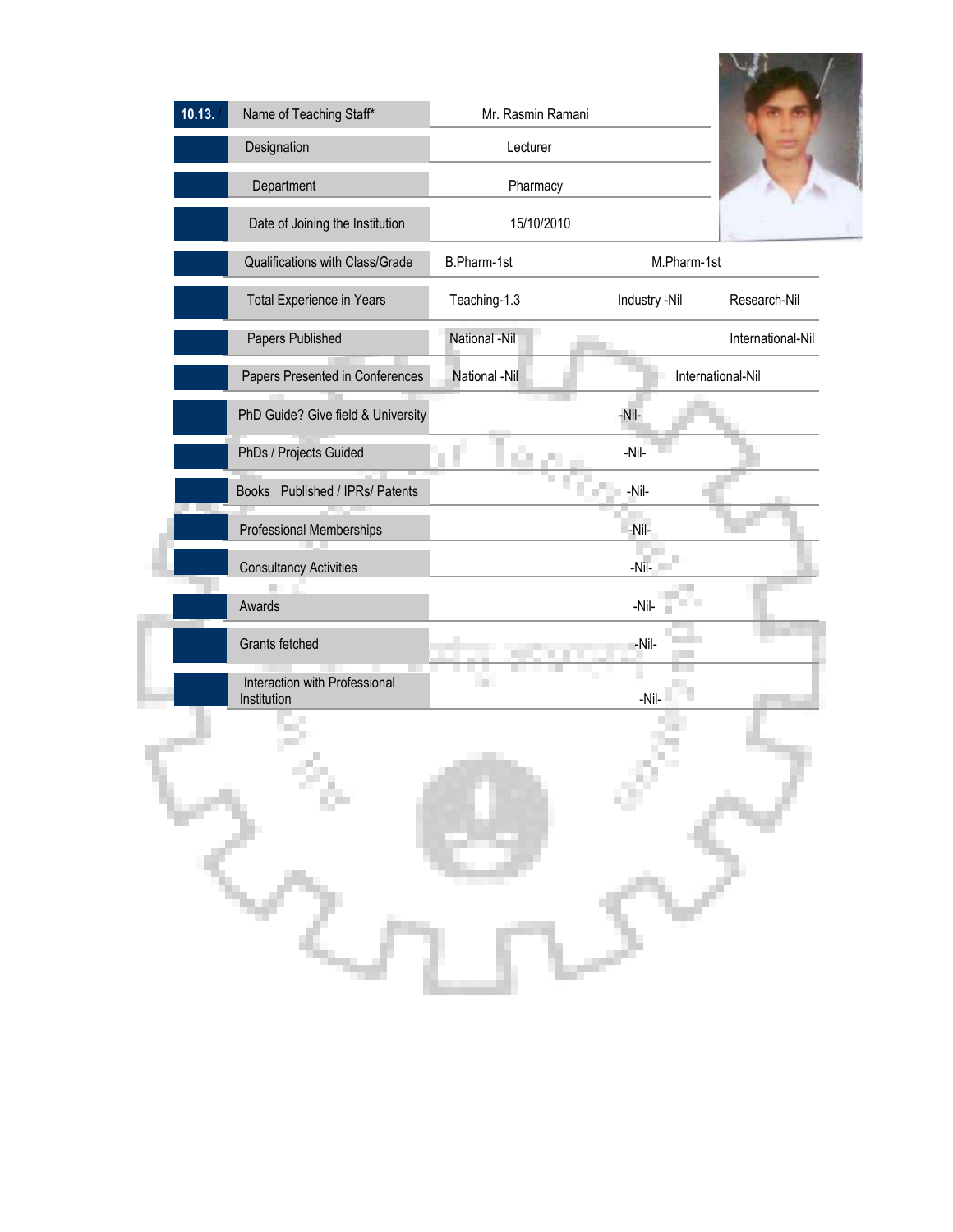| 10.13. | | | |
|---|---|---|---|
| Name of Teaching Staff* | Mr. Rasmin Ramani | | |
| Designation | Lecturer | | |
| Department | Pharmacy | | |
| Date of Joining the Institution | 15/10/2010 | | |
| Qualifications with Class/Grade | B.Pharm-1st | M.Pharm-1st | |
| Total Experience in Years | Teaching-1.3 | Industry -Nil | Research-Nil |
| Papers Published | National -Nil | | International-Nil |
| Papers Presented in Conferences | National -Nil | International-Nil | |
| PhD Guide? Give field & University | -Nil- | | |
| PhDs / Projects Guided | -Nil- | | |
| Books Published / IPRs/ Patents | -Nil- | | |
| Professional Memberships | -Nil- | | |
| Consultancy Activities | -Nil- | | |
| Awards | -Nil- | | |
| Grants fetched | -Nil- | | |
| Interaction with Professional Institution | -Nil- | | |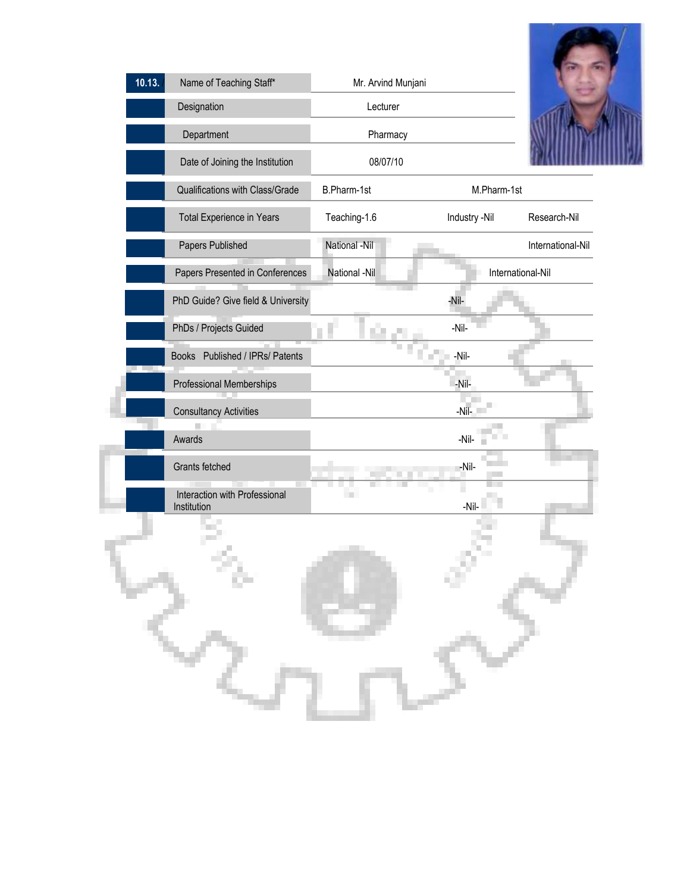| 10.13. | Name of Teaching Staff* | Mr. Arvind Munjani | | |
|---|---|---|---|---|
| | Designation | Lecturer | | |
| | Department | Pharmacy | | |
| | Date of Joining the Institution | 08/07/10 | | |
| | Qualifications with Class/Grade | B.Pharm-1st | M.Pharm-1st | |
| | Total Experience in Years | Teaching-1.6 | Industry -Nil | Research-Nil |
| | Papers Published | National -Nil | | International-Nil |
| | Papers Presented in Conferences | National -Nil | International-Nil | |
| | PhD Guide? Give field & University | -Nil- | | |
| | PhDs / Projects Guided | -Nil- | | |
| | Books Published / IPRs/ Patents | -Nil- | | |
| | Professional Memberships | -Nil- | | |
| | Consultancy Activities | -Nil- | | |
| | Awards | -Nil- | | |
| | Grants fetched | -Nil- | | |
| | Interaction with Professional Institution | -Nil- | | |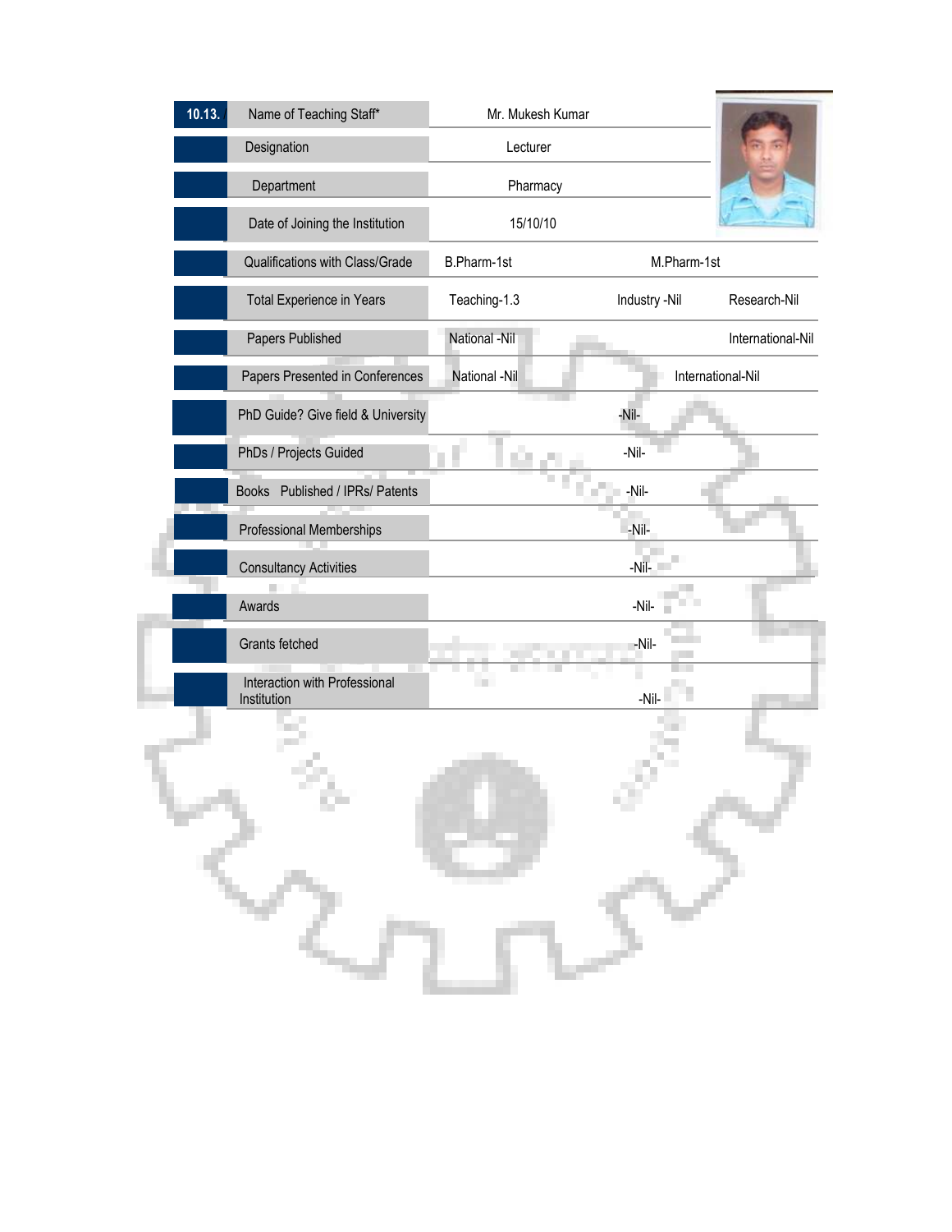| 10.13. Name of Teaching Staff* | Mr. Mukesh Kumar | | |
|---|---|---|---|
| Designation | Lecturer | | |
| Department | Pharmacy | | |
| Date of Joining the Institution | 15/10/10 | | |
| Qualifications with Class/Grade | B.Pharm-1st | M.Pharm-1st | |
| Total Experience in Years | Teaching-1.3 | Industry -Nil | Research-Nil |
| Papers Published | National -Nil | | International-Nil |
| Papers Presented in Conferences | National -Nil | International-Nil | |
| PhD Guide? Give field & University | -Nil- | | |
| PhDs / Projects Guided | -Nil- | | |
| Books Published / IPRs/ Patents | -Nil- | | |
| Professional Memberships | -Nil- | | |
| Consultancy Activities | -Nil- | | |
| Awards | -Nil- | | |
| Grants fetched | -Nil- | | |
| Interaction with Professional Institution | -Nil- | | |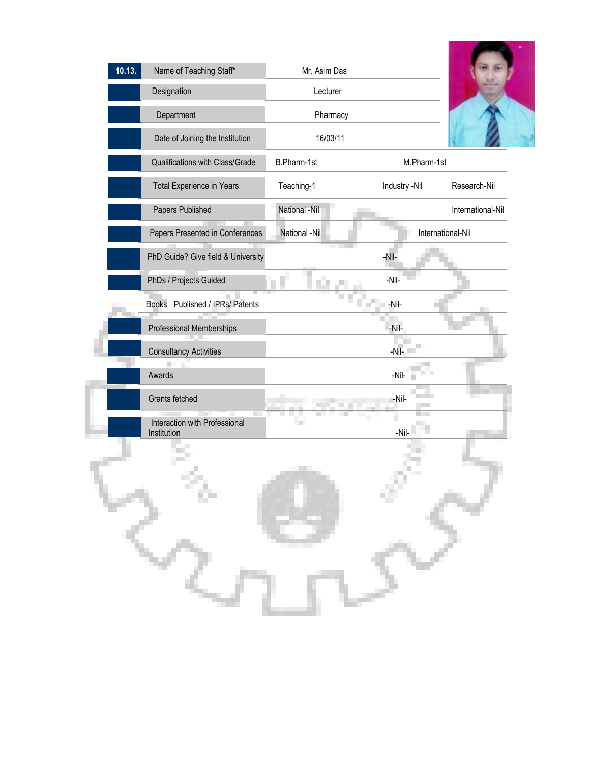| 10.13. | Name of Teaching Staff* | Mr. Asim Das | | |
|---|---|---|---|---|
| | Designation | Lecturer | | |
| | Department | Pharmacy | | |
| | Date of Joining the Institution | 16/03/11 | | |
| | Qualifications with Class/Grade | B.Pharm-1st | M.Pharm-1st | |
| | Total Experience in Years | Teaching-1 | Industry -Nil | Research-Nil |
| | Papers Published | National -Nil | | International-Nil |
| | Papers Presented in Conferences | National -Nil | International-Nil | |
| | PhD Guide? Give field & University | -Nil- | | |
| | PhDs / Projects Guided | -Nil- | | |
| | Books Published / IPRs/ Patents | -Nil- | | |
| | Professional Memberships | -Nil- | | |
| | Consultancy Activities | -Nil- | | |
| | Awards | -Nil- | | |
| | Grants fetched | -Nil- | | |
| | Interaction with Professional Institution | -Nil- | | |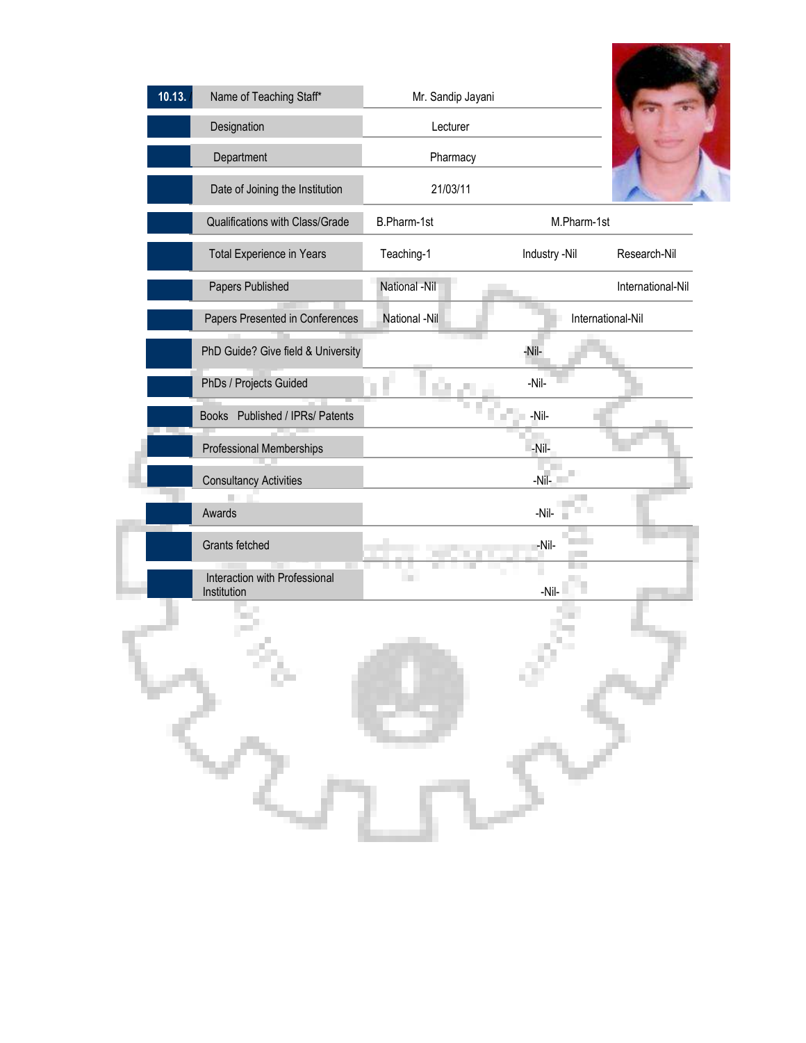| 10.13. | Name of Teaching Staff* | Mr. Sandip Jayani | | |
|---|---|---|---|---|
| | Designation | Lecturer | | |
| | Department | Pharmacy | | |
| | Date of Joining the Institution | 21/03/11 | | |
| | Qualifications with Class/Grade | B.Pharm-1st | M.Pharm-1st | |
| | Total Experience in Years | Teaching-1 | Industry -Nil | Research-Nil |
| | Papers Published | National -Nil | | International-Nil |
| | Papers Presented in Conferences | National -Nil | International-Nil | |
| | PhD Guide? Give field & University | | -Nil- | |
| | PhDs / Projects Guided | | -Nil- | |
| | Books Published / IPRs/ Patents | | -Nil- | |
| | Professional Memberships | | -Nil- | |
| | Consultancy Activities | | -Nil- | |
| | Awards | | -Nil- | |
| | Grants fetched | | -Nil- | |
| | Interaction with Professional Institution | | -Nil- | |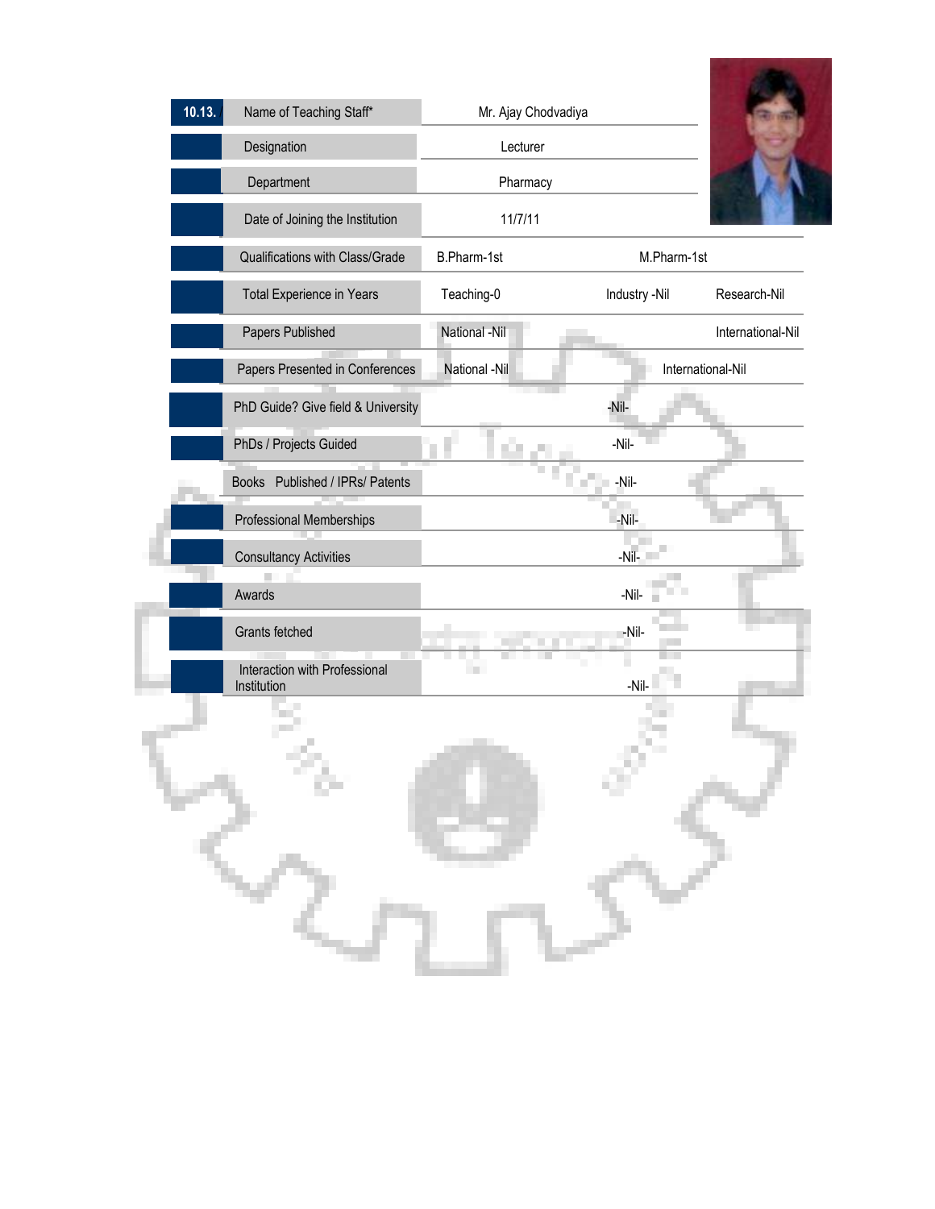| 10.13. | Name of Teaching Staff* | Mr. Ajay Chodvadiya | | |
|---|---|---|---|---|
| | Designation | Lecturer | | |
| | Department | Pharmacy | | |
| | Date of Joining the Institution | 11/7/11 | | |
| | Qualifications with Class/Grade | B.Pharm-1st | M.Pharm-1st | |
| | Total Experience in Years | Teaching-0 | Industry -Nil | Research-Nil |
| | Papers Published | National -Nil | | International-Nil |
| | Papers Presented in Conferences | National -Nil | International-Nil | |
| | PhD Guide? Give field & University | | -Nil- | |
| | PhDs / Projects Guided | | -Nil- | |
| | Books Published / IPRs/ Patents | | -Nil- | |
| | Professional Memberships | | -Nil- | |
| | Consultancy Activities | | -Nil- | |
| | Awards | | -Nil- | |
| | Grants fetched | | -Nil- | |
| | Interaction with Professional Institution | | -Nil- | |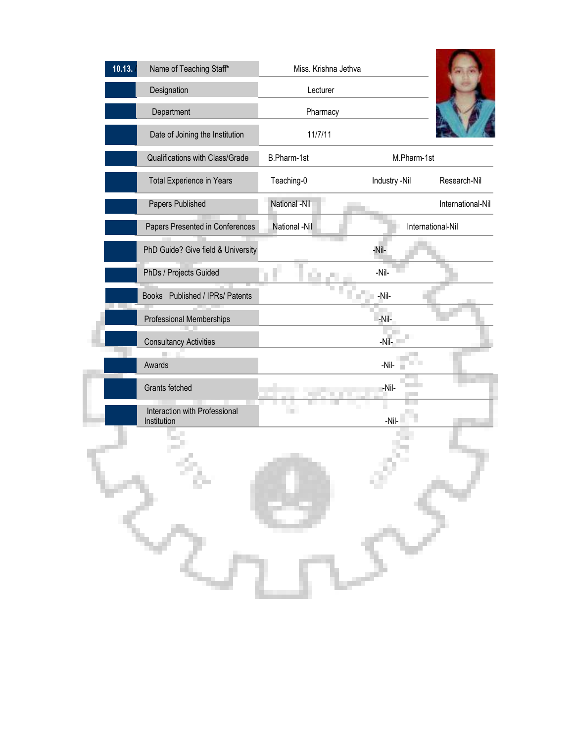| 10.13. | Name of Teaching Staff* | Miss. Krishna Jethva | | |
|---|---|---|---|---|
| | Designation | Lecturer | | |
| | Department | Pharmacy | | |
| | Date of Joining the Institution | 11/7/11 | | |
| | Qualifications with Class/Grade | B.Pharm-1st | M.Pharm-1st | |
| | Total Experience in Years | Teaching-0 | Industry -Nil | Research-Nil |
| | Papers Published | National -Nil | | International-Nil |
| | Papers Presented in Conferences | National -Nil | International-Nil | |
| | PhD Guide? Give field & University | -Nil- | | |
| | PhDs / Projects Guided | -Nil- | | |
| | Books Published / IPRs/ Patents | -Nil- | | |
| | Professional Memberships | -Nil- | | |
| | Consultancy Activities | -Nil- | | |
| | Awards | -Nil- | | |
| | Grants fetched | -Nil- | | |
| | Interaction with Professional Institution | -Nil- | | |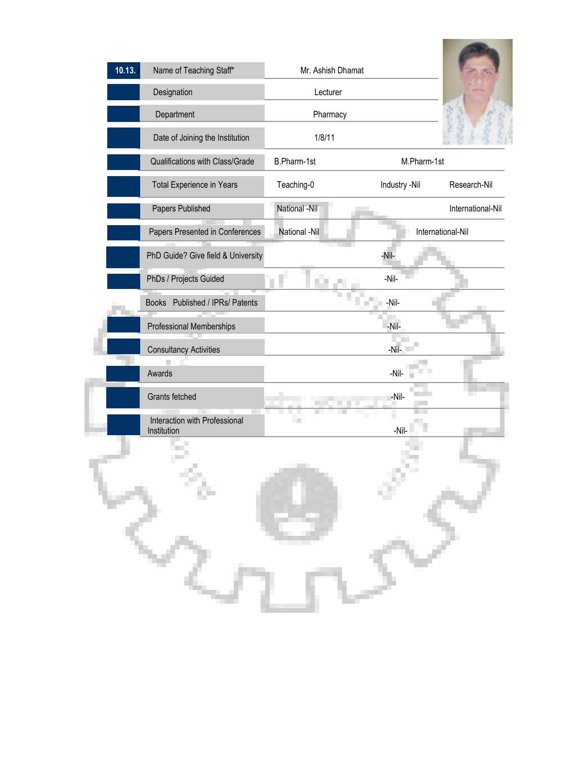| 10.13. | | | |
|---|---|---|---|
| Name of Teaching Staff* | Mr. Ashish Dhamat | | |
| Designation | Lecturer | | |
| Department | Pharmacy | | |
| Date of Joining the Institution | 1/8/11 | | |
| Qualifications with Class/Grade | B.Pharm-1st | M.Pharm-1st | |
| Total Experience in Years | Teaching-0 | Industry -Nil | Research-Nil |
| Papers Published | National -Nil | | International-Nil |
| Papers Presented in Conferences | National -Nil | International-Nil | |
| PhD Guide? Give field & University | -Nil- | | |
| PhDs / Projects Guided | -Nil- | | |
| Books Published / IPRs/ Patents | -Nil- | | |
| Professional Memberships | -Nil- | | |
| Consultancy Activities | -Nil- | | |
| Awards | -Nil- | | |
| Grants fetched | -Nil- | | |
| Interaction with Professional Institution | -Nil- | | |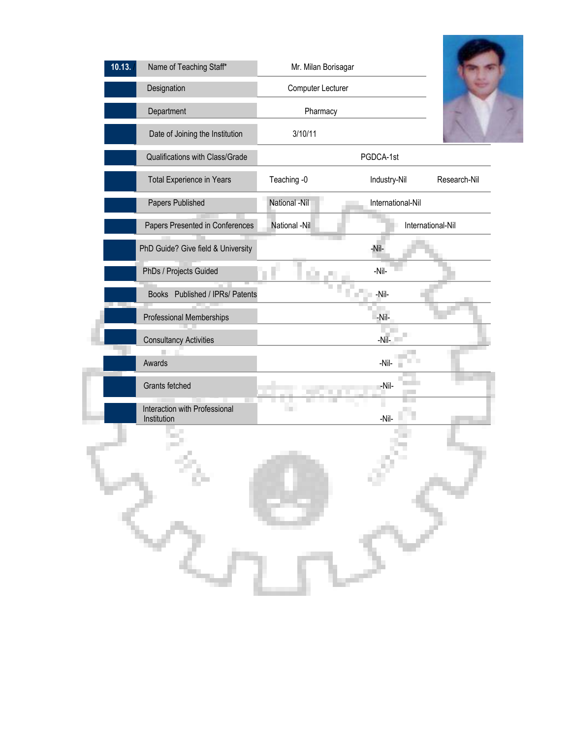| 10.13. | Name of Teaching Staff* | Mr. Milan Borisagar | | |
|---|---|---|---|---|
| | Designation | Computer Lecturer | | |
| | Department | Pharmacy | | |
| | Date of Joining the Institution | 3/10/11 | | |
| | Qualifications with Class/Grade | PGDCA-1st | | |
| | Total Experience in Years | Teaching -0 | Industry-Nil | Research-Nil |
| | Papers Published | National -Nil | International-Nil | |
| | Papers Presented in Conferences | National -Nil | International-Nil | |
| | PhD Guide? Give field & University | -Nil- | | |
| | PhDs / Projects Guided | -Nil- | | |
| | Books Published / IPRs/ Patents | -Nil- | | |
| | Professional Memberships | -Nil- | | |
| | Consultancy Activities | -Nil- | | |
| | Awards | -Nil- | | |
| | Grants fetched | -Nil- | | |
| | Interaction with Professional Institution | -Nil- | | |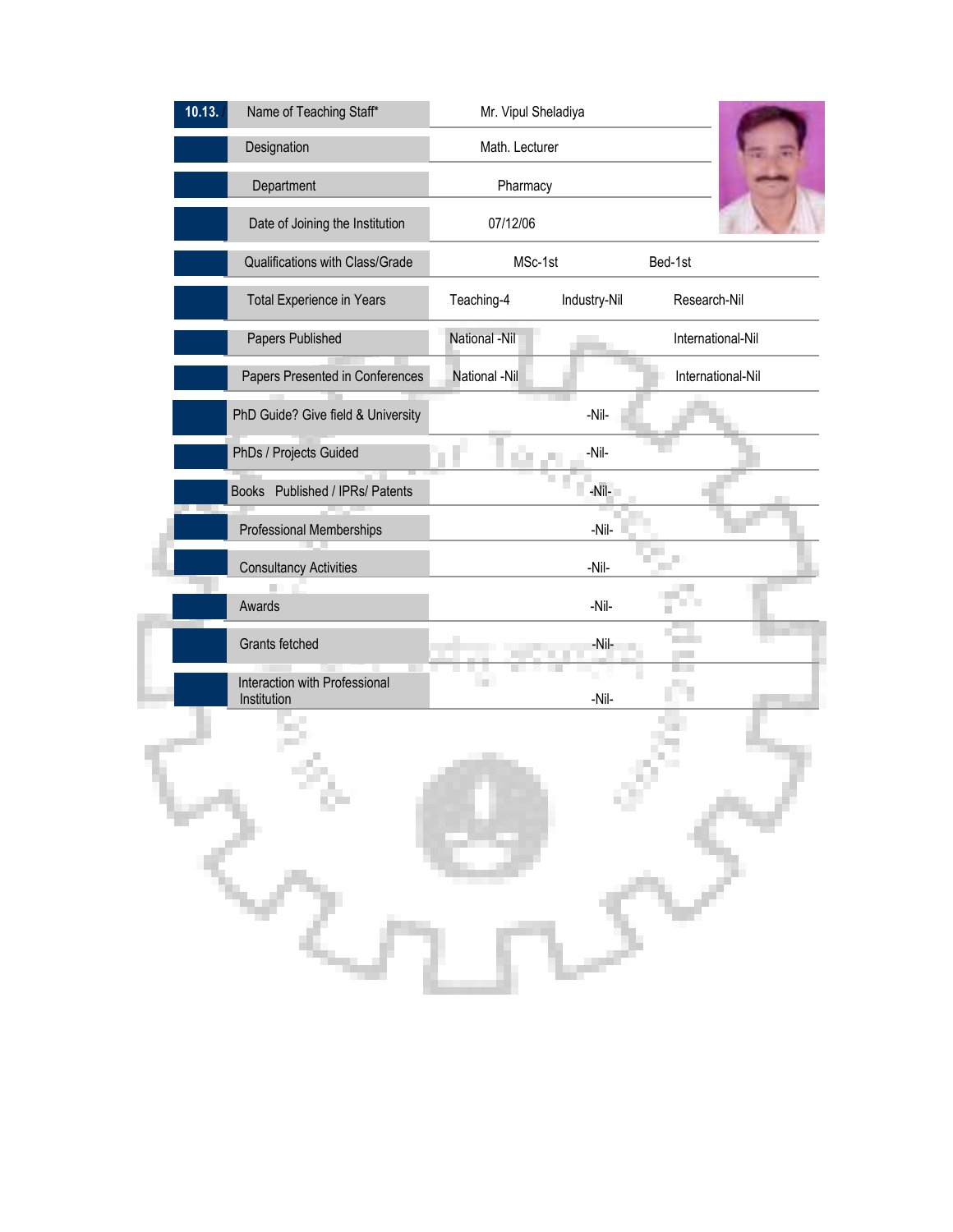| 10.13. | | | |
|---|---|---|---|
| Name of Teaching Staff* | Mr. Vipul Sheladiya | | |
| Designation | Math. Lecturer | | |
| Department | Pharmacy | | |
| Date of Joining the Institution | 07/12/06 | | |
| Qualifications with Class/Grade | MSc-1st | | Bed-1st |
| Total Experience in Years | Teaching-4 | Industry-Nil | Research-Nil |
| Papers Published | National -Nil | | International-Nil |
| Papers Presented in Conferences | National -Nil | | International-Nil |
| PhD Guide? Give field & University | -Nil- | | |
| PhDs / Projects Guided | -Nil- | | |
| Books Published / IPRs/ Patents | -Nil- | | |
| Professional Memberships | -Nil- | | |
| Consultancy Activities | -Nil- | | |
| Awards | -Nil- | | |
| Grants fetched | -Nil- | | |
| Interaction with Professional Institution | -Nil- | | |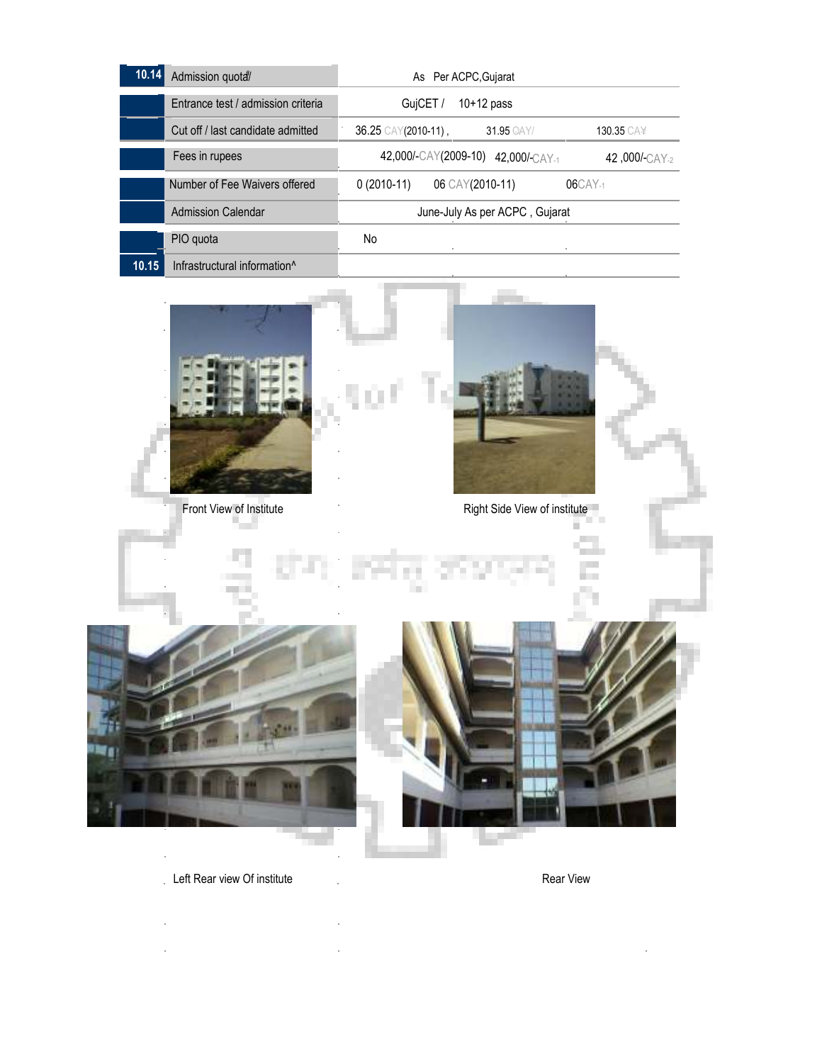| 10.14 | Admission quota# | As Per ACPC,Gujarat | | |
|---|---|---|---|---|
| | Entrance test / admission criteria | GujCET / 10+12 pass | | |
| | Cut off / last candidate admitted | 36.25 CAY(2010-11) , | 31.95 CAY/ | 130.35 CAY |
| | Fees in rupees | 42,000/-CAY(2009-10) | 42,000/-CAY-1 | 42 ,000/-CAY-2 |
| | Number of Fee Waivers offered | 0 (2010-11) | 06 CAY(2010-11) | 06CAY-1 |
| | Admission Calendar | June-July As per ACPC , Gujarat | | |
| | PIO quota | No | | |
| 10.15 | Infrastructural information^ | | | |

Front View of Institute

Right Side View of institute

Left Rear view Of institute

Rear View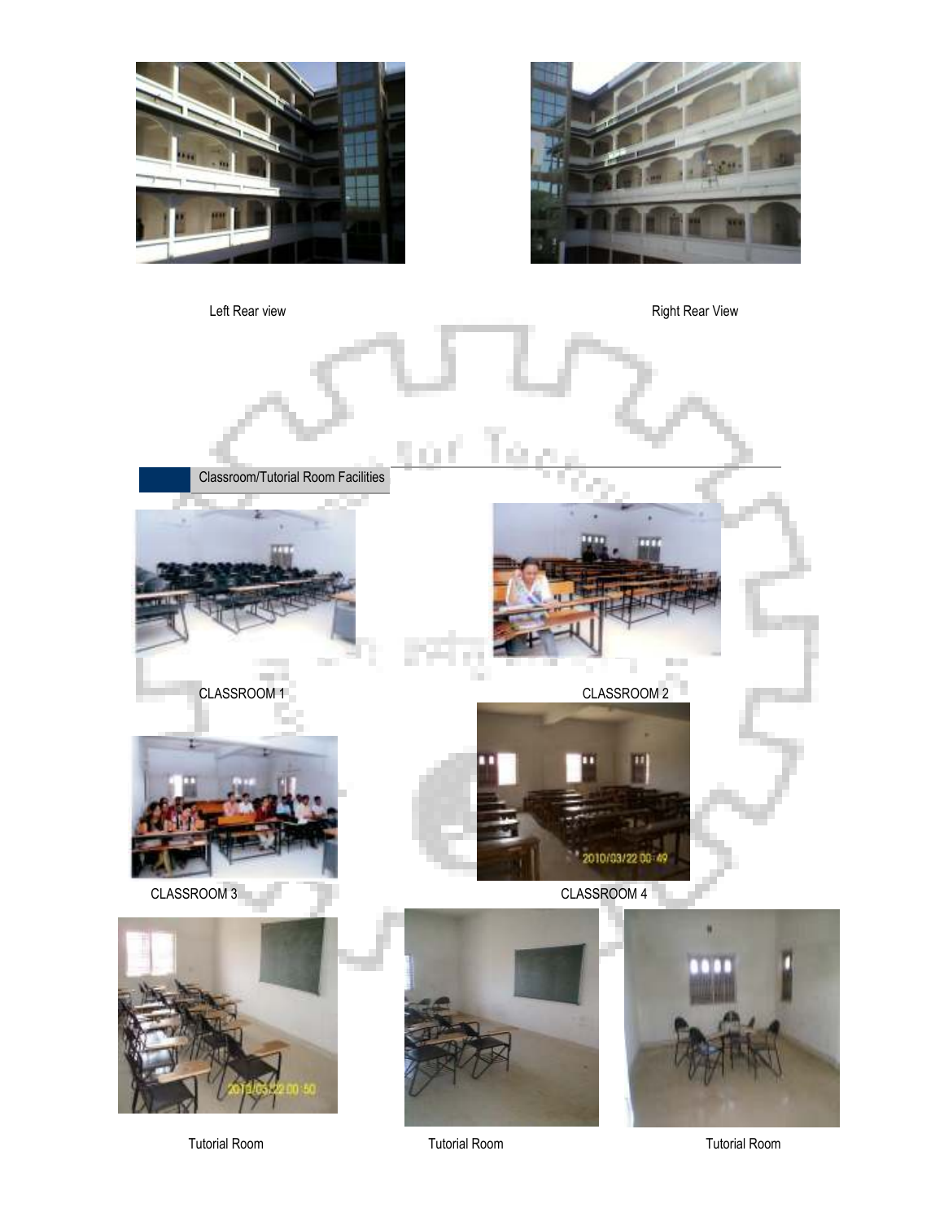Left Rear view

Right Rear View

## Classroom/Tutorial Room Facilities

CLASSROOM 1

CLASSROOM 2

CLASSROOM 3

CLASSROOM 4

Tutorial Room

Tutorial Room

Tutorial Room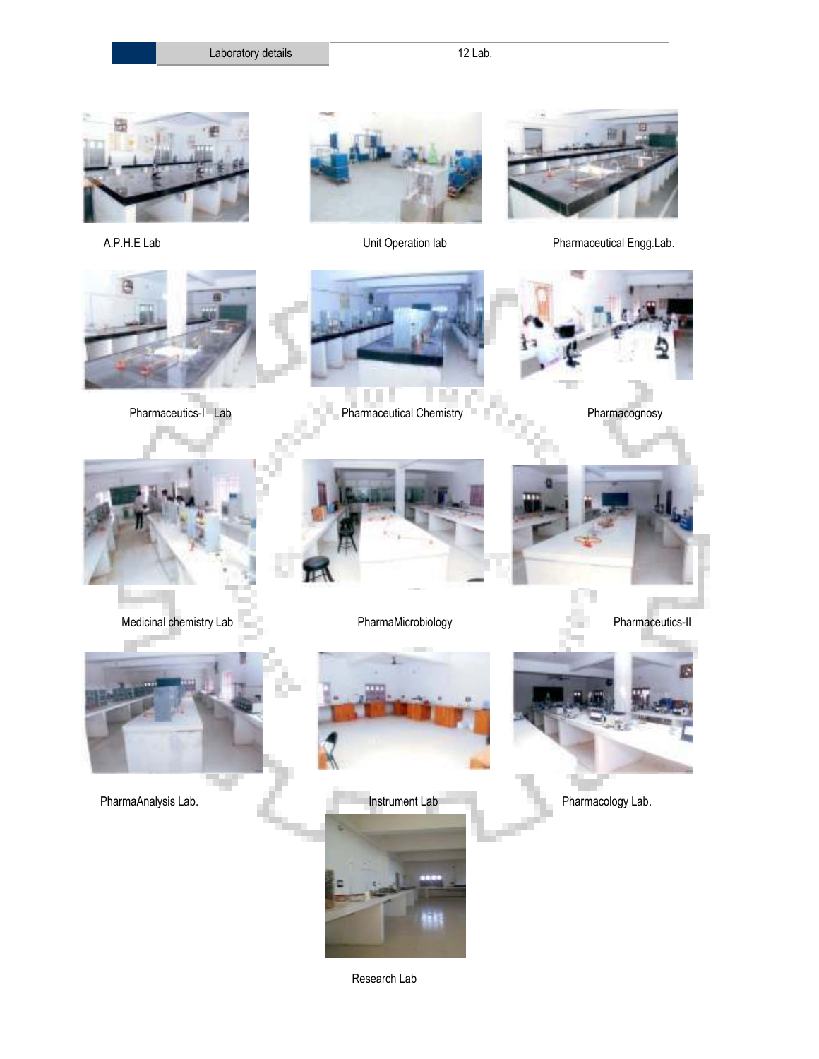Laboratory details | 12 Lab.

A.P.H.E Lab

Unit Operation lab

Pharmaceutical Engg.Lab.

Pharmaceutics-I Lab

Pharmaceutical Chemistry

Pharmacognosy

Medicinal chemistry Lab

PharmaMicrobiology

Pharmaceutics-II

PharmaAnalysis Lab.

Instrument Lab

Pharmacology Lab.

Research Lab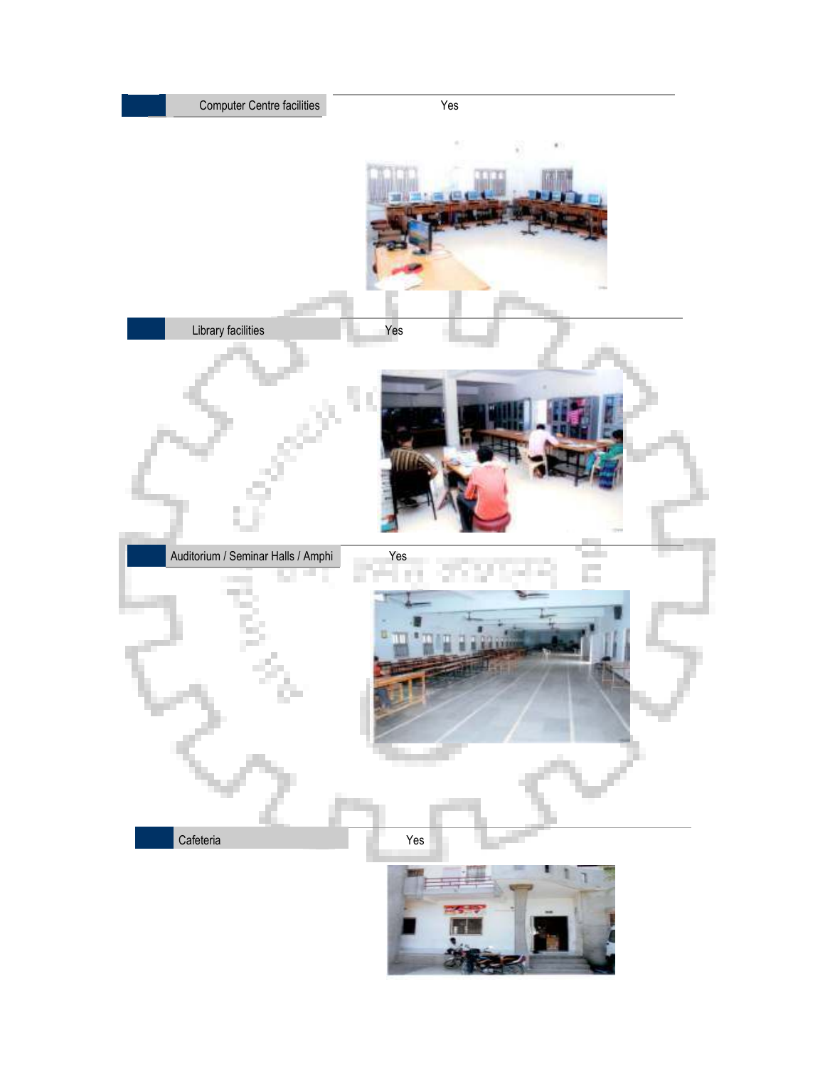| Facility | Available |
| --- | --- |
| Computer Centre facilities | Yes |
| Library facilities | Yes |
| Auditorium / Seminar Halls / Amphi | Yes |
| Cafeteria | Yes |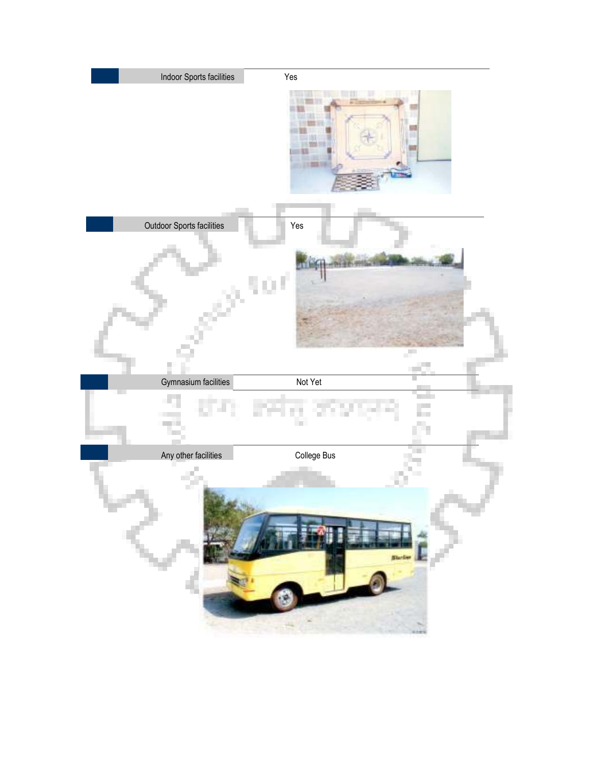| Facility | Status |
|---|---|
| Indoor Sports facilities | Yes |
| Outdoor Sports facilities | Yes |
| Gymnasium facilities | Not Yet |
| Any other facilities | College Bus |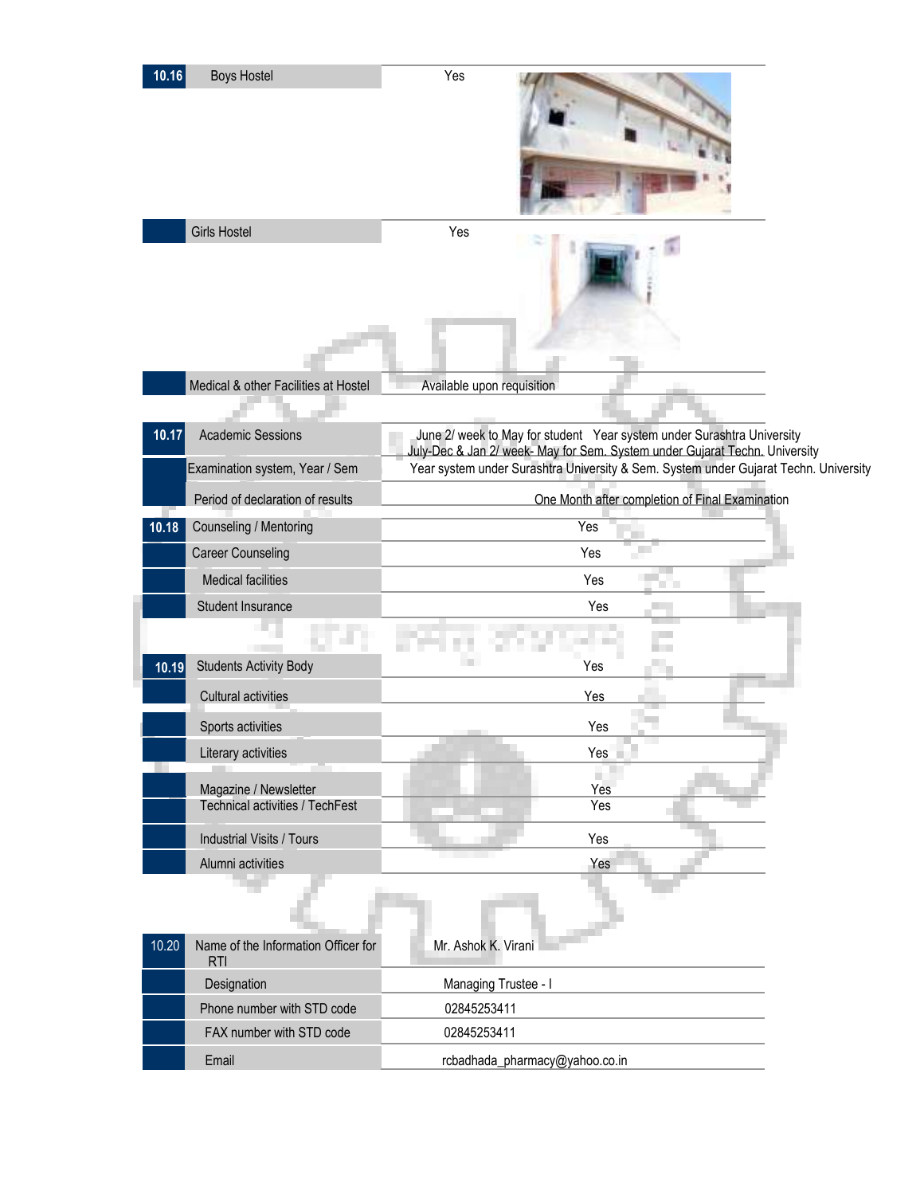| | | |
|---|---|---|
| 10.16 | Boys Hostel | Yes |
| | Girls Hostel | Yes |
| | Medical & other Facilities at Hostel | Available upon requisition |
| 10.17 | Academic Sessions | June 2/ week to May for student Year system under Surashtra University<br>July-Dec & Jan 2/ week- May for Sem. System under Gujarat Techn. University |
| | Examination system, Year / Sem | Year system under Surashtra University & Sem. System under Gujarat Techn. University |
| | Period of declaration of results | One Month after completion of Final Examination |
| 10.18 | Counseling / Mentoring | Yes |
| | Career Counseling | Yes |
| | Medical facilities | Yes |
| | Student Insurance | Yes |
| 10.19 | Students Activity Body | Yes |
| | Cultural activities | Yes |
| | Sports activities | Yes |
| | Literary activities | Yes |
| | Magazine / Newsletter | Yes |
| | Technical activities / TechFest | Yes |
| | Industrial Visits / Tours | Yes |
| | Alumni activities | Yes |
| 10.20 | Name of the Information Officer for RTI | Mr. Ashok K. Virani |
| | Designation | Managing Trustee - I |
| | Phone number with STD code | 02845253411 |
| | FAX number with STD code | 02845253411 |
| | Email | rcbadhada_pharmacy@yahoo.co.in |